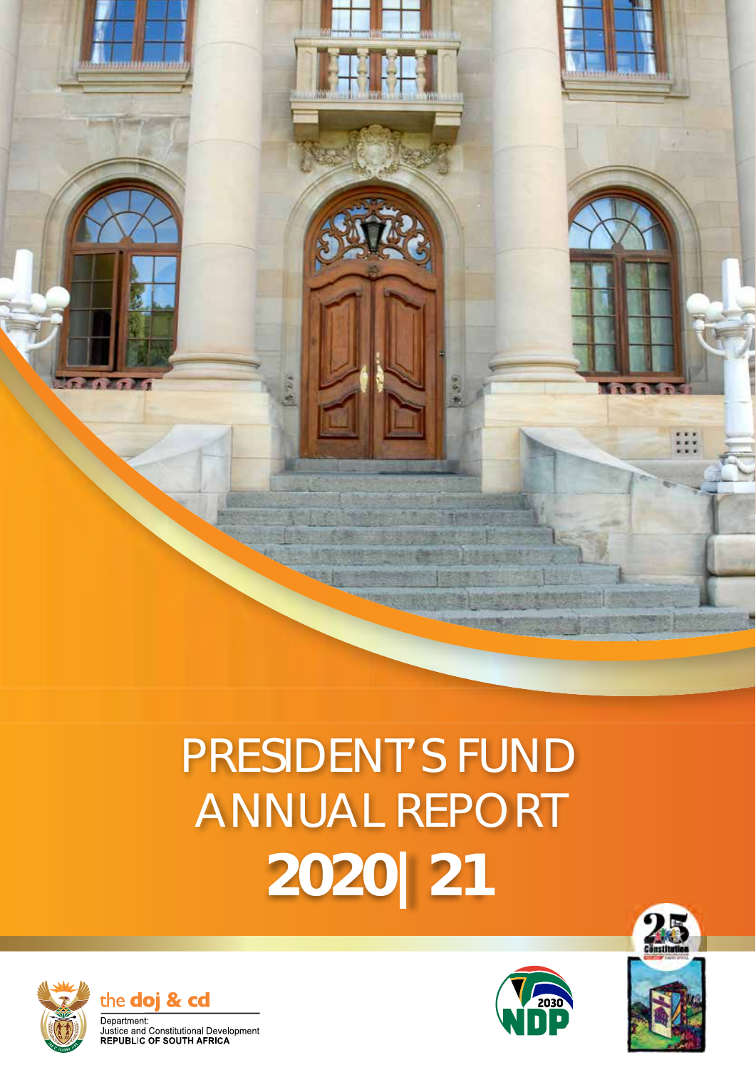# PRESIDENT'S FUND ANNUAL REPORT 2020|21

the doj & cd

Department:
Justice and Constitutional Development
REPUBLIC OF SOUTH AFRICA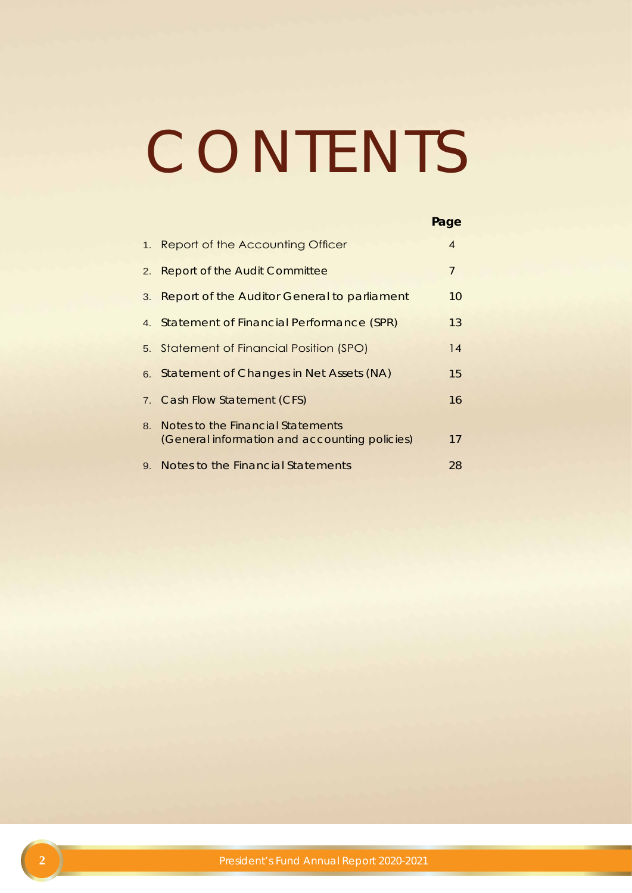# CONTENTS

| | | Page |
|---|---|---|
| 1. | Report of the Accounting Officer | 4 |
| 2. | Report of the Audit Committee | 7 |
| 3. | Report of the Auditor General to parliament | 10 |
| 4. | Statement of Financial Performance (SPR) | 13 |
| 5. | Statement of Financial Position (SPO) | 14 |
| 6. | Statement of Changes in Net Assets (NA) | 15 |
| 7. | Cash Flow Statement (CFS) | 16 |
| 8. | Notes to the Financial Statements (General information and accounting policies) | 17 |
| 9. | Notes to the Financial Statements | 28 |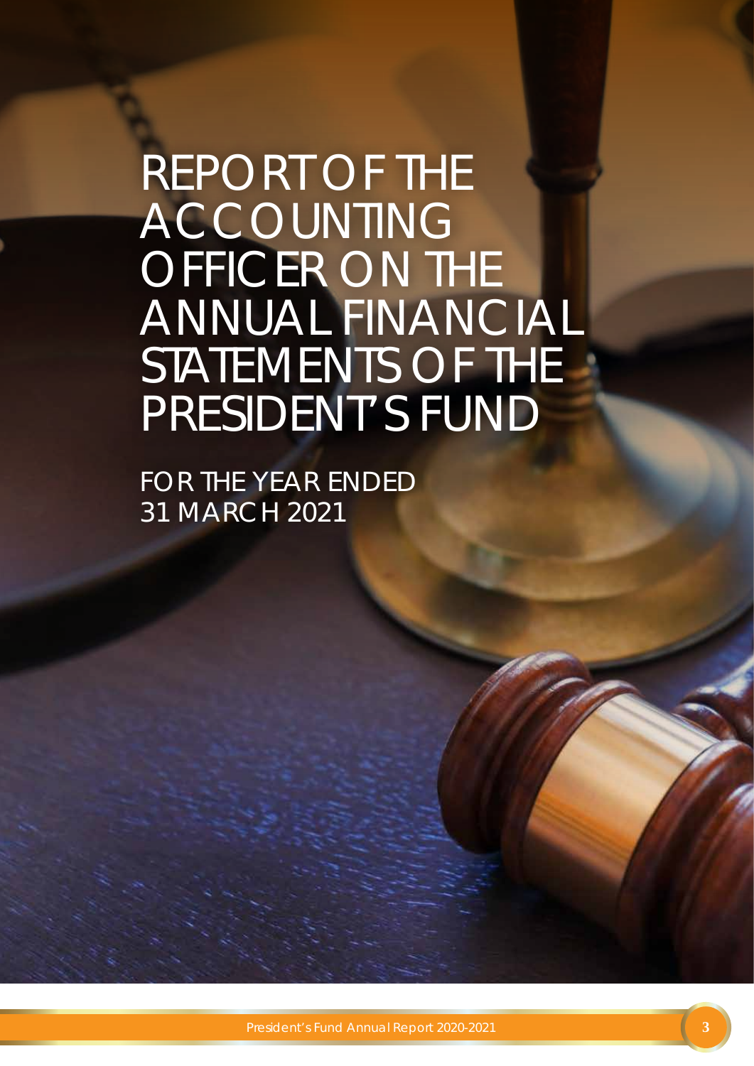# REPORT OF THE ACCOUNTING OFFICER ON THE ANNUAL FINANCIAL STATEMENTS OF THE PRESIDENT'S FUND

FOR THE YEAR ENDED 31 MARCH 2021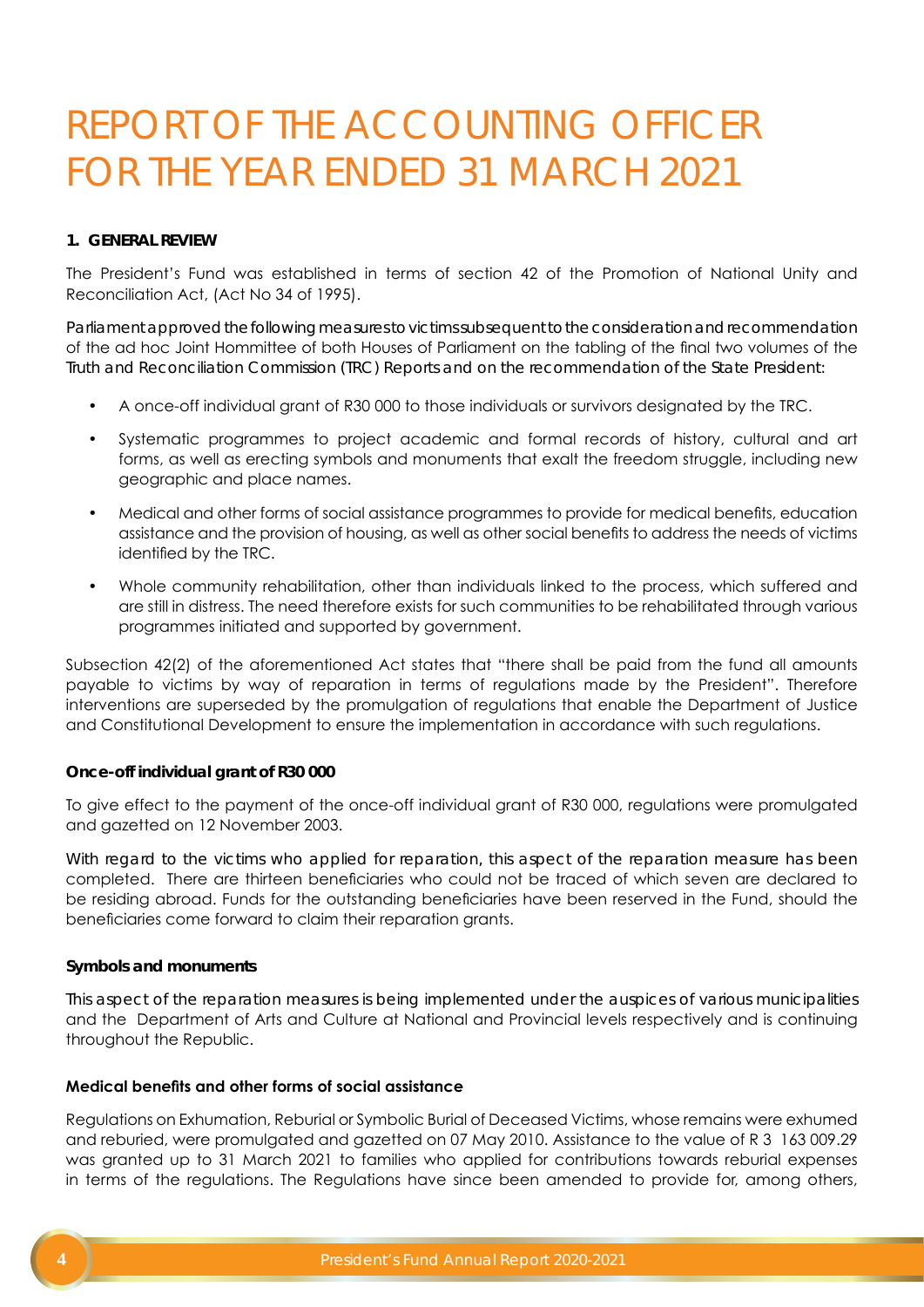# REPORT OF THE ACCOUNTING OFFICER FOR THE YEAR ENDED 31 MARCH 2021

**1. GENERAL REVIEW**

The President's Fund was established in terms of section 42 of the Promotion of National Unity and Reconciliation Act, (Act No 34 of 1995).

Parliament approved the following measures to victims subsequent to the consideration and recommendation of the ad hoc Joint Hommittee of both Houses of Parliament on the tabling of the final two volumes of the Truth and Reconciliation Commission (TRC) Reports and on the recommendation of the State President:

- A once-off individual grant of R30 000 to those individuals or survivors designated by the TRC.
- Systematic programmes to project academic and formal records of history, cultural and art forms, as well as erecting symbols and monuments that exalt the freedom struggle, including new geographic and place names.
- Medical and other forms of social assistance programmes to provide for medical benefits, education assistance and the provision of housing, as well as other social benefits to address the needs of victims identified by the TRC.
- Whole community rehabilitation, other than individuals linked to the process, which suffered and are still in distress. The need therefore exists for such communities to be rehabilitated through various programmes initiated and supported by government.

Subsection 42(2) of the aforementioned Act states that "there shall be paid from the fund all amounts payable to victims by way of reparation in terms of regulations made by the President". Therefore interventions are superseded by the promulgation of regulations that enable the Department of Justice and Constitutional Development to ensure the implementation in accordance with such regulations.

**Once-off individual grant of R30 000**

To give effect to the payment of the once-off individual grant of R30 000, regulations were promulgated and gazetted on 12 November 2003.

With regard to the victims who applied for reparation, this aspect of the reparation measure has been completed. There are thirteen beneficiaries who could not be traced of which seven are declared to be residing abroad. Funds for the outstanding beneficiaries have been reserved in the Fund, should the beneficiaries come forward to claim their reparation grants.

**Symbols and monuments**

This aspect of the reparation measures is being implemented under the auspices of various municipalities and the Department of Arts and Culture at National and Provincial levels respectively and is continuing throughout the Republic.

**Medical benefits and other forms of social assistance**

Regulations on Exhumation, Reburial or Symbolic Burial of Deceased Victims, whose remains were exhumed and reburied, were promulgated and gazetted on 07 May 2010. Assistance to the value of R 3 163 009.29 was granted up to 31 March 2021 to families who applied for contributions towards reburial expenses in terms of the regulations. The Regulations have since been amended to provide for, among others,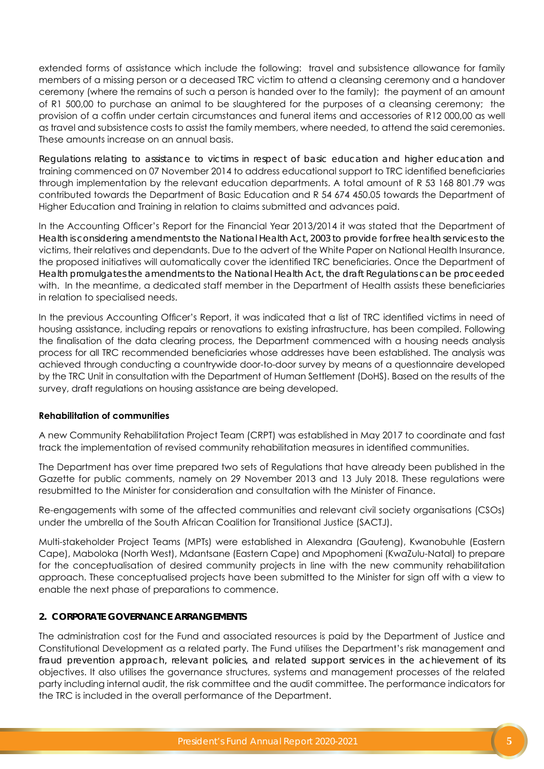extended forms of assistance which include the following: travel and subsistence allowance for family members of a missing person or a deceased TRC victim to attend a cleansing ceremony and a handover ceremony (where the remains of such a person is handed over to the family); the payment of an amount of R1 500,00 to purchase an animal to be slaughtered for the purposes of a cleansing ceremony; the provision of a coffin under certain circumstances and funeral items and accessories of R12 000,00 as well as travel and subsistence costs to assist the family members, where needed, to attend the said ceremonies. These amounts increase on an annual basis.

Regulations relating to assistance to victims in respect of basic education and higher education and training commenced on 07 November 2014 to address educational support to TRC identified beneficiaries through implementation by the relevant education departments. A total amount of R 53 168 801.79 was contributed towards the Department of Basic Education and R 54 674 450.05 towards the Department of Higher Education and Training in relation to claims submitted and advances paid.

In the Accounting Officer's Report for the Financial Year 2013/2014 it was stated that the Department of Health is considering amendments to the National Health Act, 2003 to provide for free health services to the victims, their relatives and dependants. Due to the advert of the White Paper on National Health Insurance, the proposed initiatives will automatically cover the identified TRC beneficiaries. Once the Department of Health promulgates the amendments to the National Health Act, the draft Regulations can be proceeded with. In the meantime, a dedicated staff member in the Department of Health assists these beneficiaries in relation to specialised needs.

In the previous Accounting Officer's Report, it was indicated that a list of TRC identified victims in need of housing assistance, including repairs or renovations to existing infrastructure, has been compiled. Following the finalisation of the data clearing process, the Department commenced with a housing needs analysis process for all TRC recommended beneficiaries whose addresses have been established. The analysis was achieved through conducting a countrywide door-to-door survey by means of a questionnaire developed by the TRC Unit in consultation with the Department of Human Settlement (DoHS). Based on the results of the survey, draft regulations on housing assistance are being developed.

**Rehabilitation of communities**

A new Community Rehabilitation Project Team (CRPT) was established in May 2017 to coordinate and fast track the implementation of revised community rehabilitation measures in identified communities.

The Department has over time prepared two sets of Regulations that have already been published in the Gazette for public comments, namely on 29 November 2013 and 13 July 2018. These regulations were resubmitted to the Minister for consideration and consultation with the Minister of Finance.

Re-engagements with some of the affected communities and relevant civil society organisations (CSOs) under the umbrella of the South African Coalition for Transitional Justice (SACTJ).

Multi-stakeholder Project Teams (MPTs) were established in Alexandra (Gauteng), Kwanobuhle (Eastern Cape), Maboloka (North West), Mdantsane (Eastern Cape) and Mpophomeni (KwaZulu-Natal) to prepare for the conceptualisation of desired community projects in line with the new community rehabilitation approach. These conceptualised projects have been submitted to the Minister for sign off with a view to enable the next phase of preparations to commence.

## 2. CORPORATE GOVERNANCE ARRANGEMENTS

The administration cost for the Fund and associated resources is paid by the Department of Justice and Constitutional Development as a related party. The Fund utilises the Department's risk management and fraud prevention approach, relevant policies, and related support services in the achievement of its objectives. It also utilises the governance structures, systems and management processes of the related party including internal audit, the risk committee and the audit committee. The performance indicators for the TRC is included in the overall performance of the Department.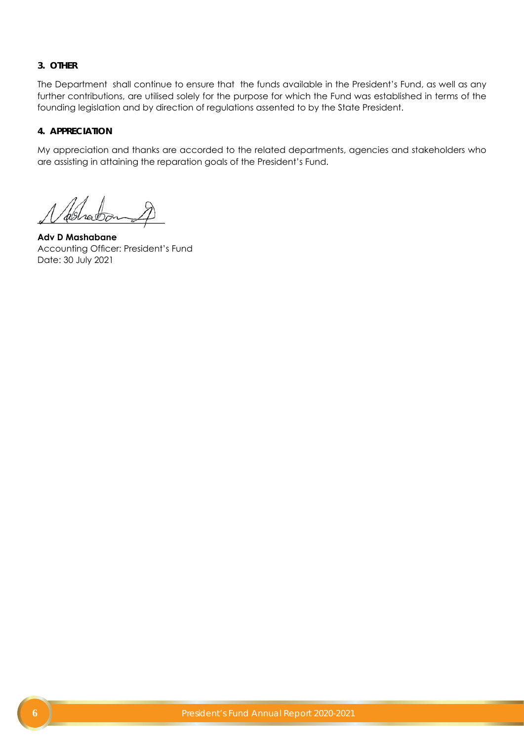### 3. OTHER

The Department shall continue to ensure that the funds available in the President's Fund, as well as any further contributions, are utilised solely for the purpose for which the Fund was established in terms of the founding legislation and by direction of regulations assented to by the State President.

### 4. APPRECIATION

My appreciation and thanks are accorded to the related departments, agencies and stakeholders who are assisting in attaining the reparation goals of the President's Fund.

**Adv D Mashabane**
Accounting Officer: President's Fund
Date: 30 July 2021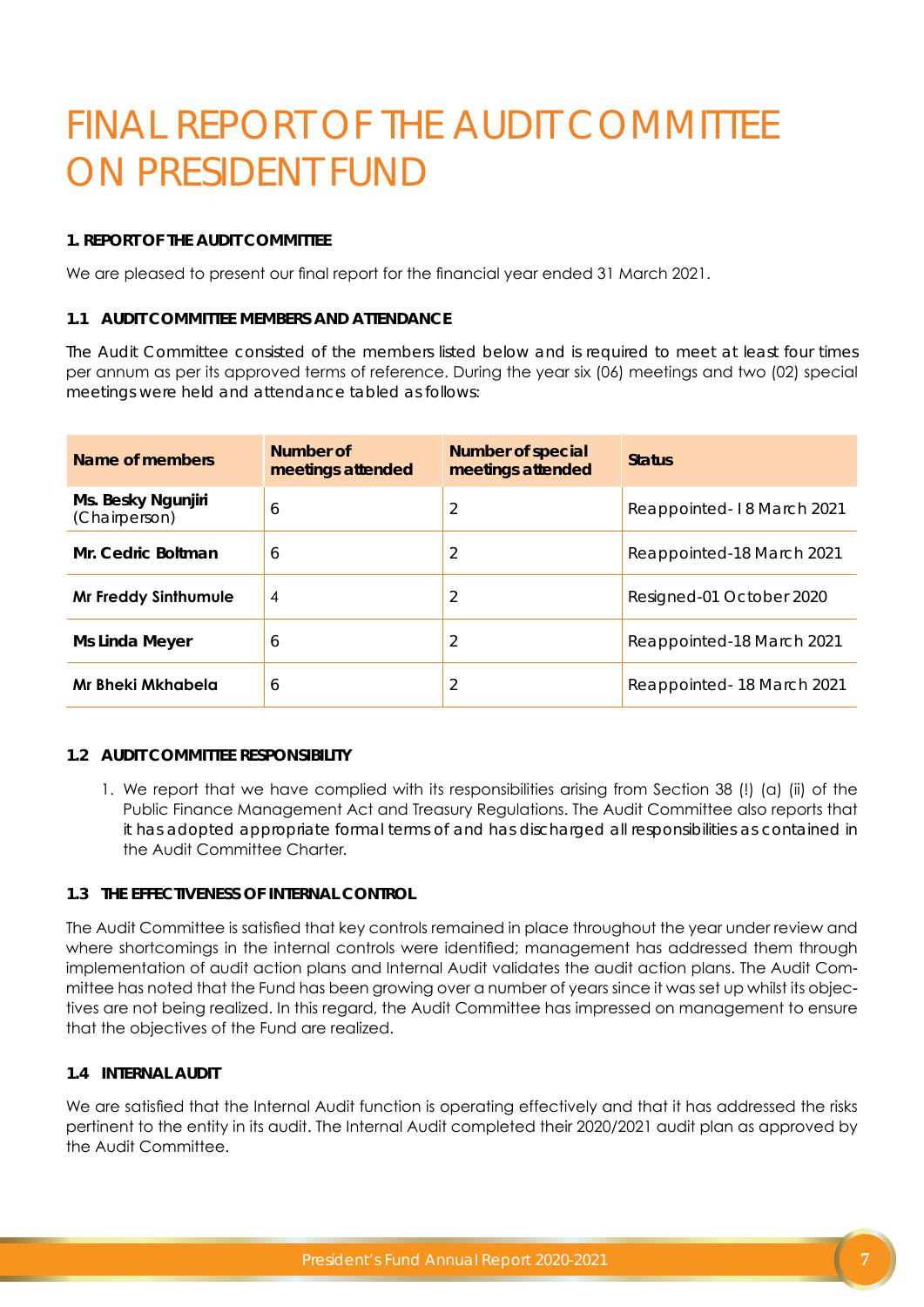# FINAL REPORT OF THE AUDIT COMMITTEE ON PRESIDENT FUND

### 1. REPORT OF THE AUDIT COMMITTEE

We are pleased to present our final report for the financial year ended 31 March 2021.

### 1.1 AUDIT COMMITTEE MEMBERS AND ATTENDANCE

The Audit Committee consisted of the members listed below and is required to meet at least four times per annum as per its approved terms of reference. During the year six (06) meetings and two (02) special meetings were held and attendance tabled as follows:

| Name of members | Number of meetings attended | Number of special meetings attended | Status |
|---|---|---|---|
| **Ms. Besky Ngunjiri** (Chairperson) | 6 | 2 | Reappointed- I 8 March 2021 |
| **Mr. Cedric Boltman** | 6 | 2 | Reappointed-18 March 2021 |
| **Mr Freddy Sinthumule** | 4 | 2 | Resigned-01 October 2020 |
| **Ms Linda Meyer** | 6 | 2 | Reappointed-18 March 2021 |
| **Mr Bheki Mkhabela** | 6 | 2 | Reappointed- 18 March 2021 |

### 1.2 AUDIT COMMITTEE RESPONSIBILITY

1. We report that we have complied with its responsibilities arising from Section 38 (!) (a) (ii) of the Public Finance Management Act and Treasury Regulations. The Audit Committee also reports that it has adopted appropriate formal terms of and has discharged all responsibilities as contained in the Audit Committee Charter.

### 1.3 THE EFFECTIVENESS OF INTERNAL CONTROL

The Audit Committee is satisfied that key controls remained in place throughout the year under review and where shortcomings in the internal controls were identified; management has addressed them through implementation of audit action plans and Internal Audit validates the audit action plans. The Audit Committee has noted that the Fund has been growing over a number of years since it was set up whilst its objectives are not being realized. In this regard, the Audit Committee has impressed on management to ensure that the objectives of the Fund are realized.

### 1.4 INTERNAL AUDIT

We are satisfied that the Internal Audit function is operating effectively and that it has addressed the risks pertinent to the entity in its audit. The Internal Audit completed their 2020/2021 audit plan as approved by the Audit Committee.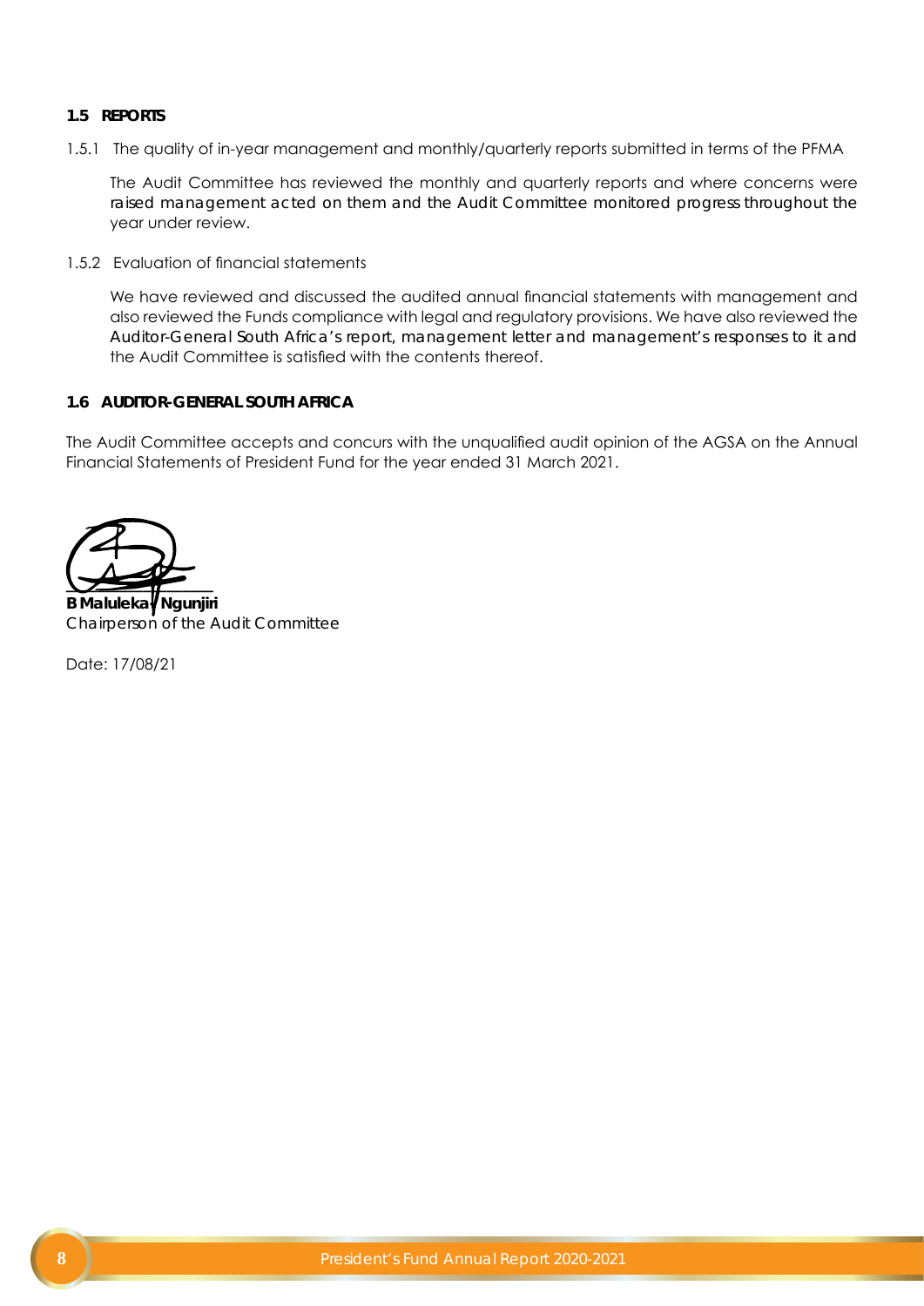### 1.5 REPORTS

1.5.1 The quality of in-year management and monthly/quarterly reports submitted in terms of the PFMA

The Audit Committee has reviewed the monthly and quarterly reports and where concerns were raised management acted on them and the Audit Committee monitored progress throughout the year under review.

1.5.2 Evaluation of financial statements

We have reviewed and discussed the audited annual financial statements with management and also reviewed the Funds compliance with legal and regulatory provisions. We have also reviewed the Auditor-General South Africa's report, management letter and management's responses to it and the Audit Committee is satisfied with the contents thereof.

### 1.6 AUDITOR-GENERAL SOUTH AFRICA

The Audit Committee accepts and concurs with the unqualified audit opinion of the AGSA on the Annual Financial Statements of President Fund for the year ended 31 March 2021.

\_\_\_\_\_\_\_\_\_\_\_\_\_\_\_\_\_\_\_\_

**B Maluleka- Ngunjiri**
Chairperson of the Audit Committee

Date: 17/08/21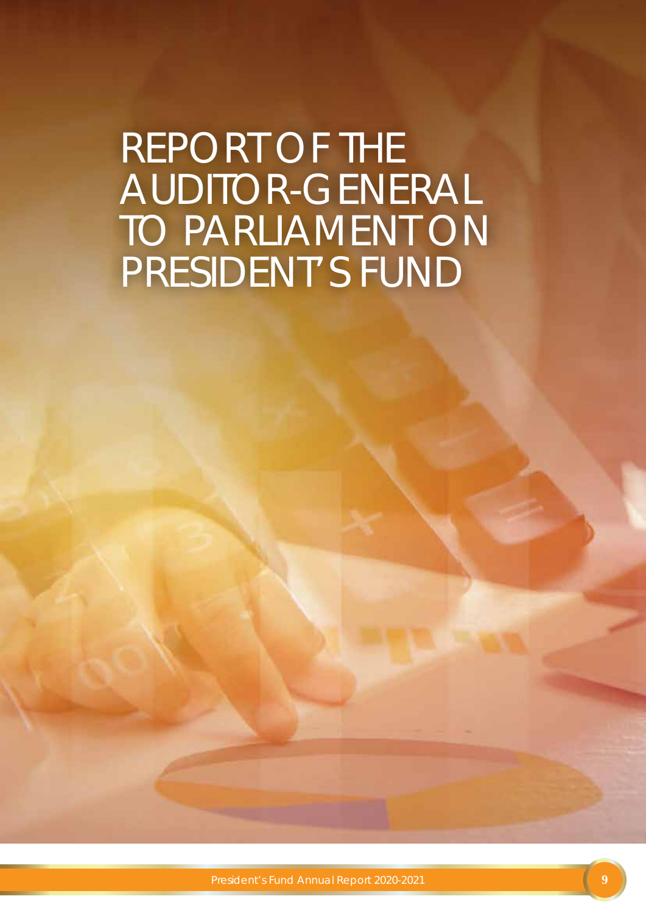# REPORT OF THE AUDITOR-GENERAL TO PARLIAMENT ON PRESIDENT'S FUND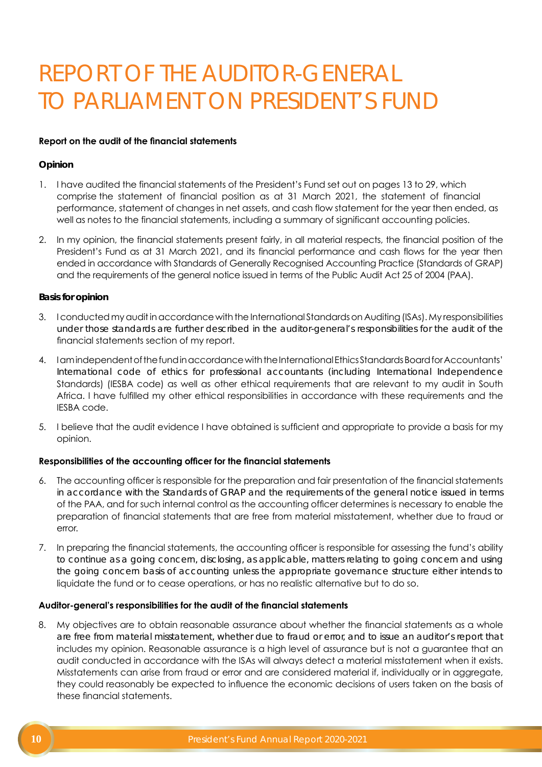# REPORT OF THE AUDITOR-GENERAL TO PARLIAMENT ON PRESIDENT'S FUND

## Report on the audit of the financial statements

### Opinion

1. I have audited the financial statements of the President's Fund set out on pages 13 to 29, which comprise the statement of financial position as at 31 March 2021, the statement of financial performance, statement of changes in net assets, and cash flow statement for the year then ended, as well as notes to the financial statements, including a summary of significant accounting policies.

2. In my opinion, the financial statements present fairly, in all material respects, the financial position of the President's Fund as at 31 March 2021, and its financial performance and cash flows for the year then ended in accordance with Standards of Generally Recognised Accounting Practice (Standards of GRAP) and the requirements of the general notice issued in terms of the Public Audit Act 25 of 2004 (PAA).

### Basis for opinion

3. I conducted my audit in accordance with the International Standards on Auditing (ISAs). My responsibilities under those standards are further described in the auditor-general's responsibilities for the audit of the financial statements section of my report.

4. I am independent of the fund in accordance with the International Ethics Standards Board for Accountants' International code of ethics for professional accountants (including International Independence Standards) (IESBA code) as well as other ethical requirements that are relevant to my audit in South Africa. I have fulfilled my other ethical responsibilities in accordance with these requirements and the IESBA code.

5. I believe that the audit evidence I have obtained is sufficient and appropriate to provide a basis for my opinion.

### Responsibilities of the accounting officer for the financial statements

6. The accounting officer is responsible for the preparation and fair presentation of the financial statements in accordance with the Standards of GRAP and the requirements of the general notice issued in terms of the PAA, and for such internal control as the accounting officer determines is necessary to enable the preparation of financial statements that are free from material misstatement, whether due to fraud or error.

7. In preparing the financial statements, the accounting officer is responsible for assessing the fund's ability to continue as a going concern, disclosing, as applicable, matters relating to going concern and using the going concern basis of accounting unless the appropriate governance structure either intends to liquidate the fund or to cease operations, or has no realistic alternative but to do so.

### Auditor-general's responsibilities for the audit of the financial statements

8. My objectives are to obtain reasonable assurance about whether the financial statements as a whole are free from material misstatement, whether due to fraud or error, and to issue an auditor's report that includes my opinion. Reasonable assurance is a high level of assurance but is not a guarantee that an audit conducted in accordance with the ISAs will always detect a material misstatement when it exists. Misstatements can arise from fraud or error and are considered material if, individually or in aggregate, they could reasonably be expected to influence the economic decisions of users taken on the basis of these financial statements.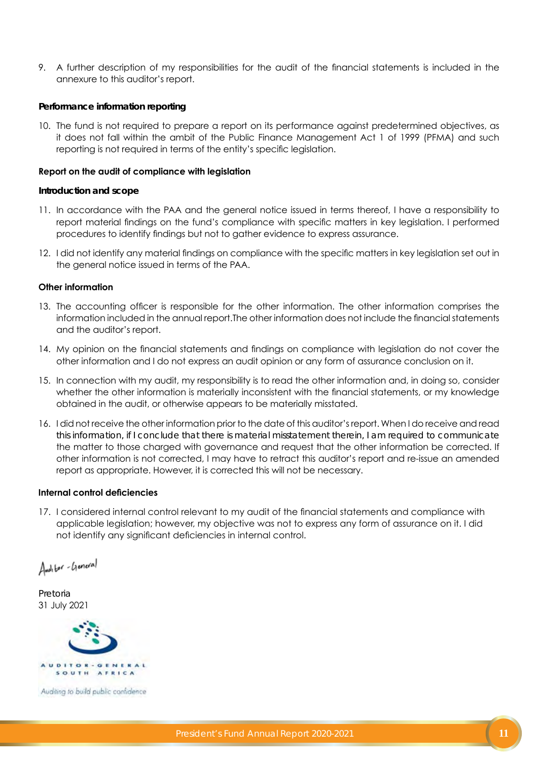9. A further description of my responsibilities for the audit of the financial statements is included in the annexure to this auditor's report.

**Performance information reporting**

10. The fund is not required to prepare a report on its performance against predetermined objectives, as it does not fall within the ambit of the Public Finance Management Act 1 of 1999 (PFMA) and such reporting is not required in terms of the entity's specific legislation.

**Report on the audit of compliance with legislation**

**Introduction and scope**

11. In accordance with the PAA and the general notice issued in terms thereof, I have a responsibility to report material findings on the fund's compliance with specific matters in key legislation. I performed procedures to identify findings but not to gather evidence to express assurance.

12. I did not identify any material findings on compliance with the specific matters in key legislation set out in the general notice issued in terms of the PAA.

**Other information**

13. The accounting officer is responsible for the other information. The other information comprises the information included in the annual report.The other information does not include the financial statements and the auditor's report.

14. My opinion on the financial statements and findings on compliance with legislation do not cover the other information and I do not express an audit opinion or any form of assurance conclusion on it.

15. In connection with my audit, my responsibility is to read the other information and, in doing so, consider whether the other information is materially inconsistent with the financial statements, or my knowledge obtained in the audit, or otherwise appears to be materially misstated.

16. I did not receive the other information prior to the date of this auditor's report. When I do receive and read this information, if I conclude that there is material misstatement therein, I am required to communicate the matter to those charged with governance and request that the other information be corrected. If other information is not corrected, I may have to retract this auditor's report and re-issue an amended report as appropriate. However, it is corrected this will not be necessary.

**Internal control deficiencies**

17. I considered internal control relevant to my audit of the financial statements and compliance with applicable legislation; however, my objective was not to express any form of assurance on it. I did not identify any significant deficiencies in internal control.

Auditor - General

Pretoria
31 July 2021

AUDITOR-GENERAL
SOUTH AFRICA

*Auditing to build public confidence*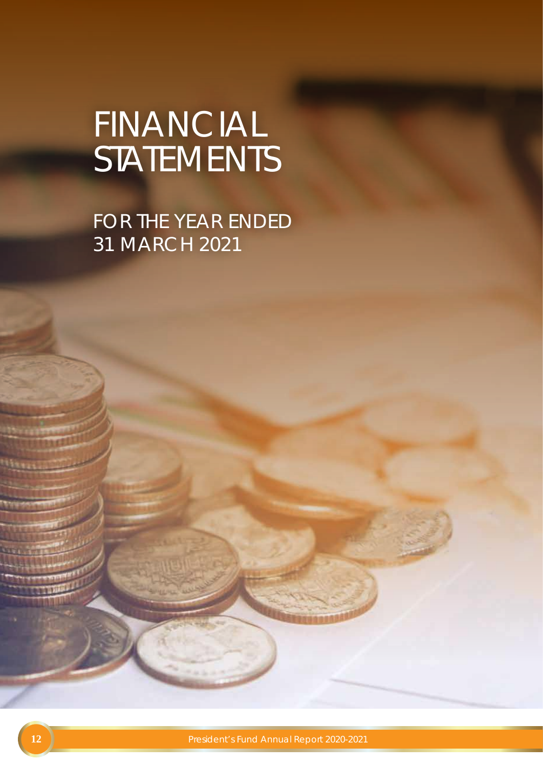# FINANCIAL STATEMENTS

## FOR THE YEAR ENDED 31 MARCH 2021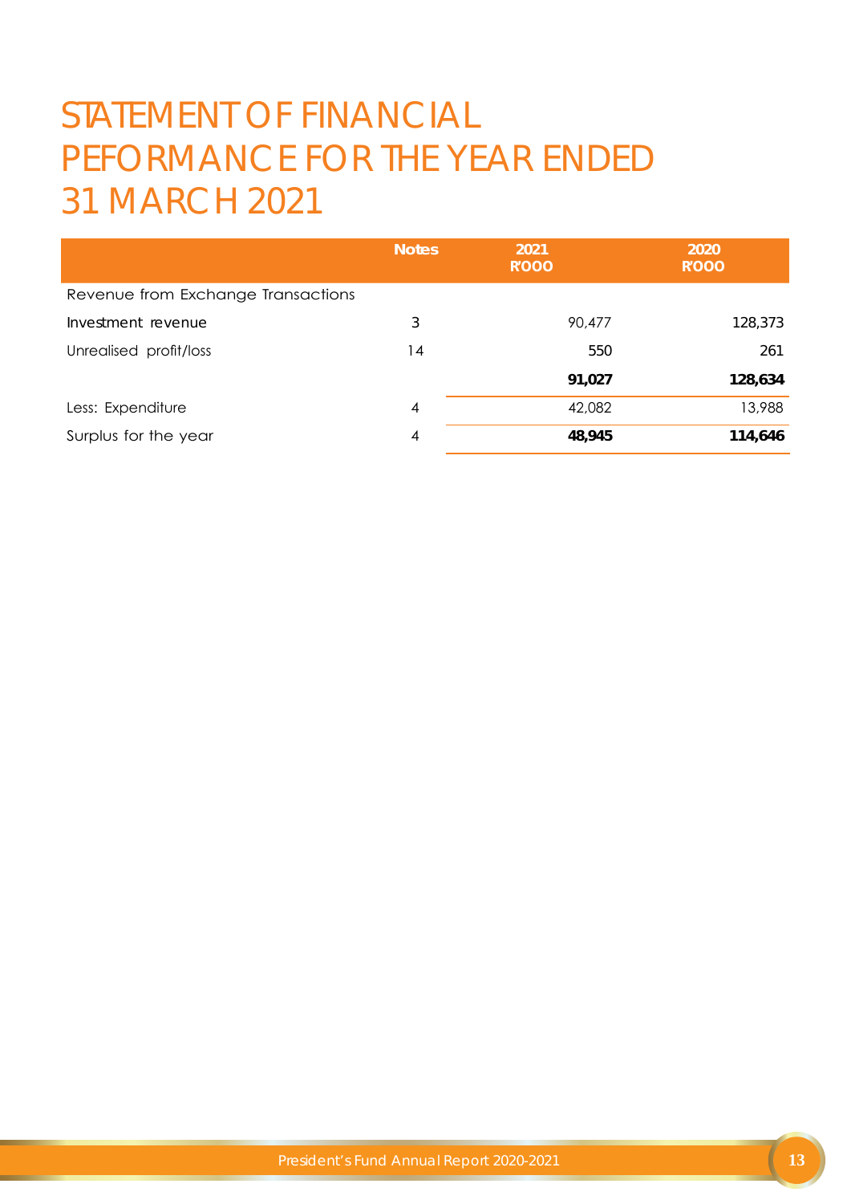# STATEMENT OF FINANCIAL PEFORMANCE FOR THE YEAR ENDED 31 MARCH 2021

| | Notes | 2021 R'000 | 2020 R'000 |
|---|---|---|---|
| Revenue from Exchange Transactions | | | |
| Investment revenue | 3 | 90,477 | 128,373 |
| Unrealised profit/loss | 14 | 550 | 261 |
| | | **91,027** | **128,634** |
| Less: Expenditure | 4 | 42,082 | 13,988 |
| Surplus for the year | 4 | **48,945** | **114,646** |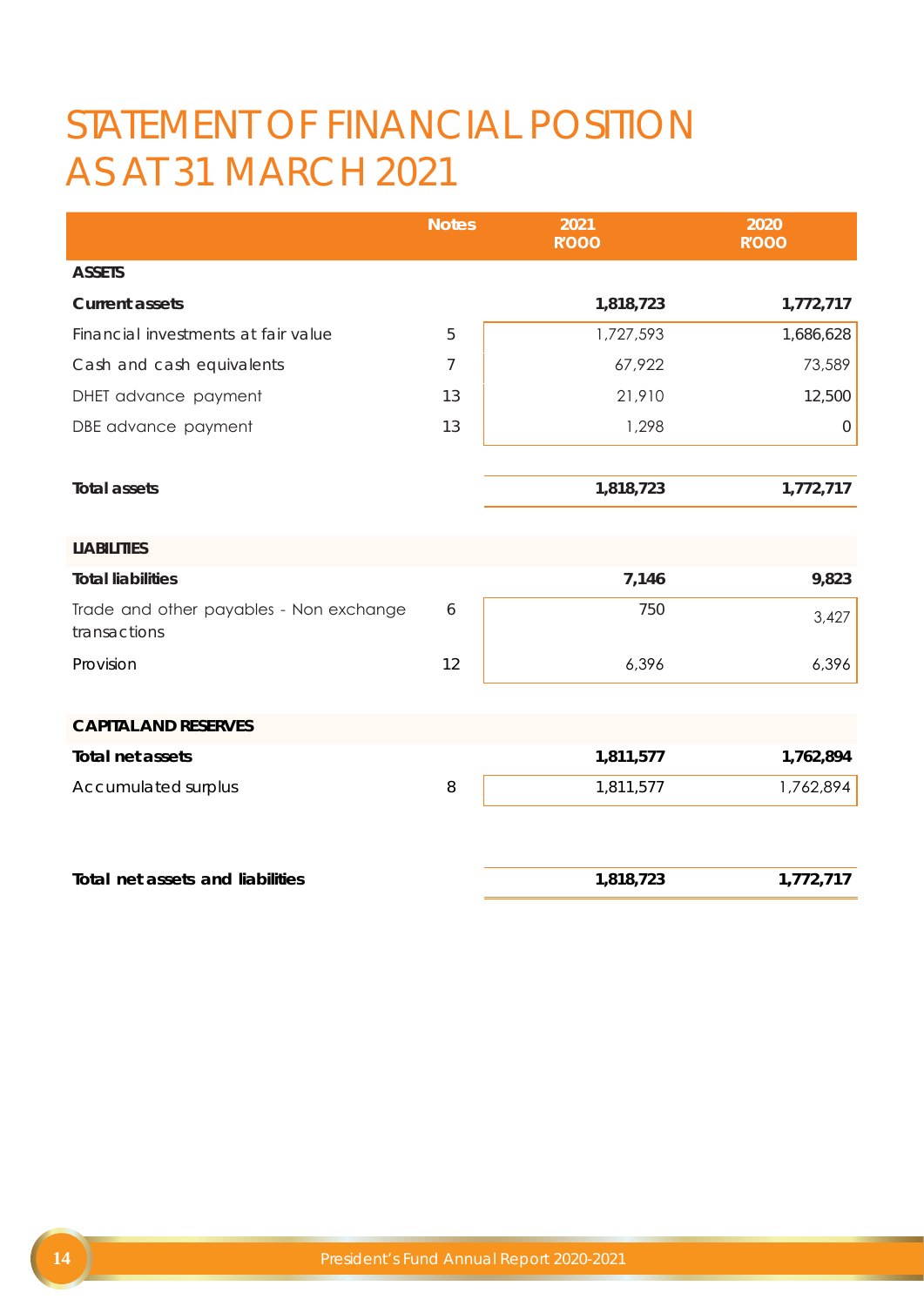# STATEMENT OF FINANCIAL POSITION AS AT 31 MARCH 2021

| | Notes | 2021 R'OOO | 2020 R'OOO |
|---|---|---|---|
| **ASSETS** | | | |
| **Current assets** | | **1,818,723** | **1,772,717** |
| Financial investments at fair value | 5 | 1,727,593 | 1,686,628 |
| Cash and cash equivalents | 7 | 67,922 | 73,589 |
| DHET advance payment | 13 | 21,910 | 12,500 |
| DBE advance payment | 13 | 1,298 | 0 |
| **Total assets** | | **1,818,723** | **1,772,717** |
| **LIABILITIES** | | | |
| **Total liabilities** | | **7,146** | **9,823** |
| Trade and other payables - Non exchange transactions | 6 | 750 | 3,427 |
| Provision | 12 | 6,396 | 6,396 |
| **CAPITAL AND RESERVES** | | | |
| **Total net assets** | | **1,811,577** | **1,762,894** |
| Accumulated surplus | 8 | 1,811,577 | 1,762,894 |
| **Total net assets and liabilities** | | **1,818,723** | **1,772,717** |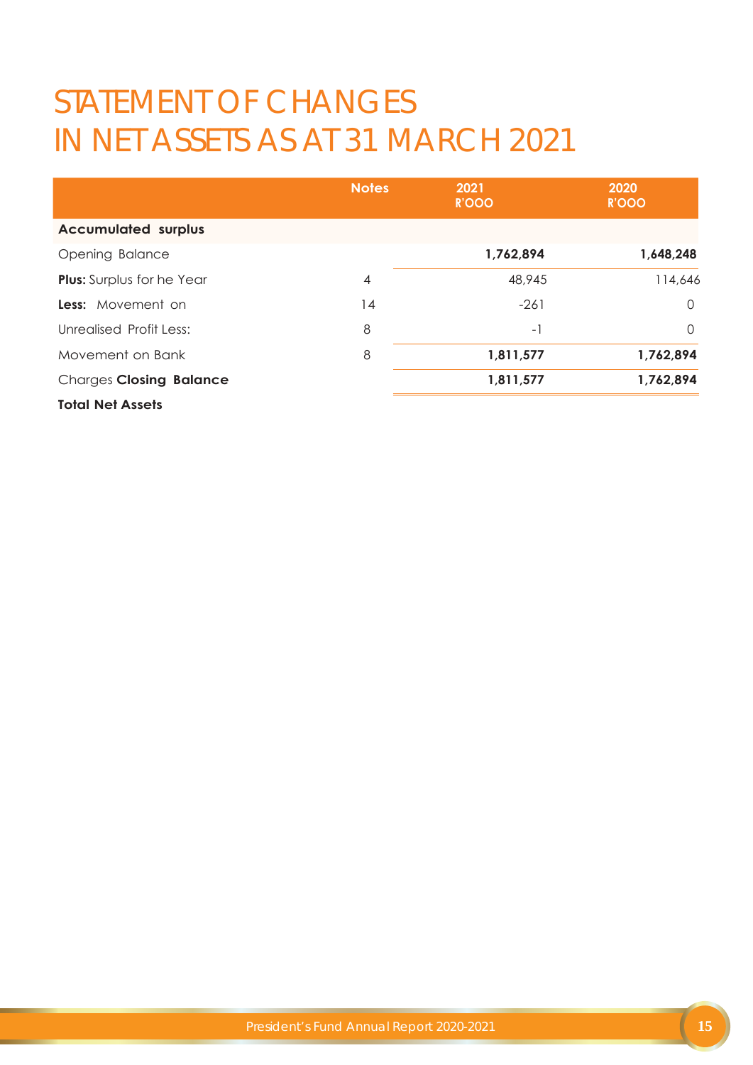# STATEMENT OF CHANGES IN NET ASSETS AS AT 31 MARCH 2021

| | Notes | 2021 R'OOO | 2020 R'OOO |
|---|---|---|---|
| **Accumulated surplus** | | | |
| Opening Balance | | **1,762,894** | **1,648,248** |
| **Plus:** Surplus for he Year | 4 | 48,945 | 114,646 |
| **Less:** Movement on | 14 | -261 | 0 |
| Unrealised Profit Less: | 8 | -1 | 0 |
| Movement on Bank | 8 | **1,811,577** | **1,762,894** |
| Charges **Closing Balance** | | **1,811,577** | **1,762,894** |
| **Total Net Assets** | | | |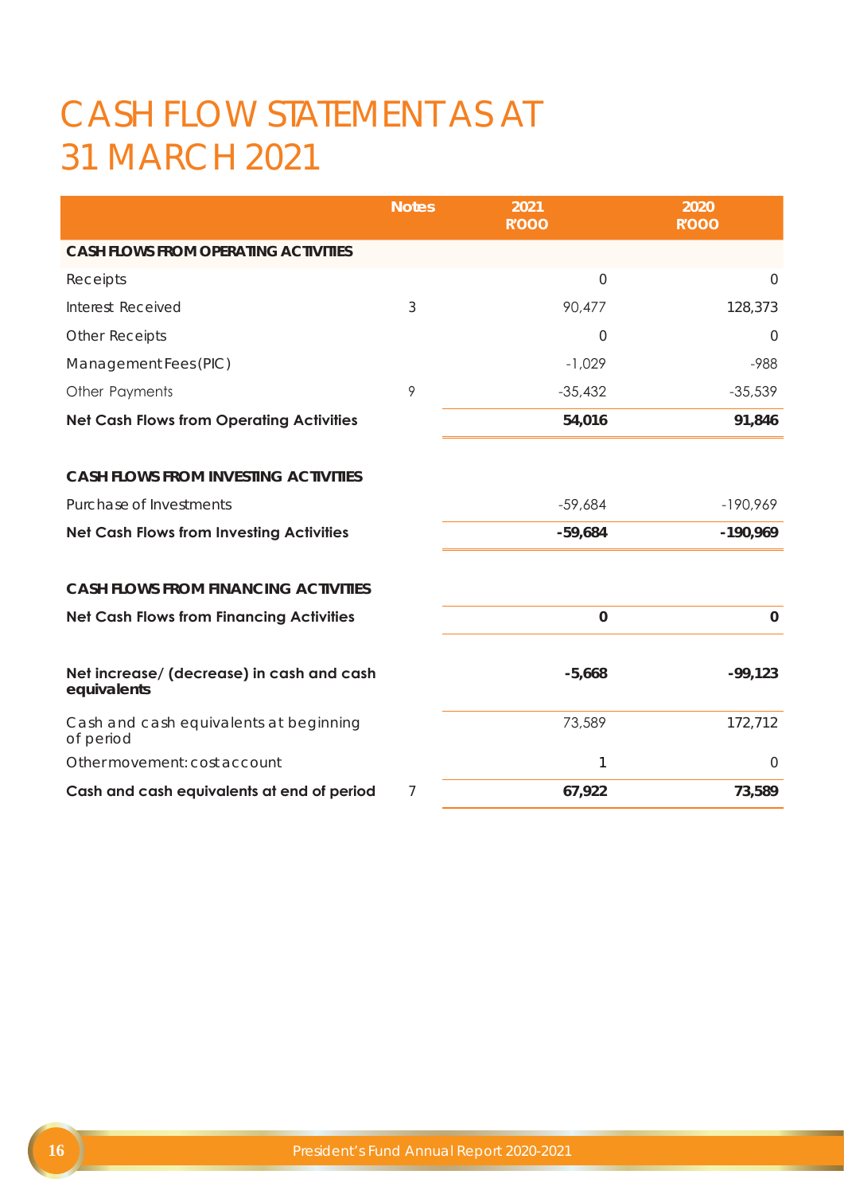# CASH FLOW STATEMENT AS AT 31 MARCH 2021

| | Notes | 2021 R'000 | 2020 R'000 |
|---|---|---|---|
| **CASH FLOWS FROM OPERATING ACTIVITIES** | | | |
| Receipts | | 0 | 0 |
| Interest Received | 3 | 90,477 | 128,373 |
| Other Receipts | | 0 | 0 |
| Management Fees (PIC) | | -1,029 | -988 |
| Other Payments | 9 | -35,432 | -35,539 |
| **Net Cash Flows from Operating Activities** | | **54,016** | **91,846** |
| **CASH FLOWS FROM INVESTING ACTIVITIES** | | | |
| Purchase of Investments | | -59,684 | -190,969 |
| **Net Cash Flows from Investing Activities** | | **-59,684** | **-190,969** |
| **CASH FLOWS FROM FINANCING ACTIVITIES** | | | |
| **Net Cash Flows from Financing Activities** | | **0** | **0** |
| **Net increase/ (decrease) in cash and cash equivalents** | | **-5,668** | **-99,123** |
| Cash and cash equivalents at beginning of period | | 73,589 | 172,712 |
| Other movement: cost account | | 1 | 0 |
| **Cash and cash equivalents at end of period** | 7 | **67,922** | **73,589** |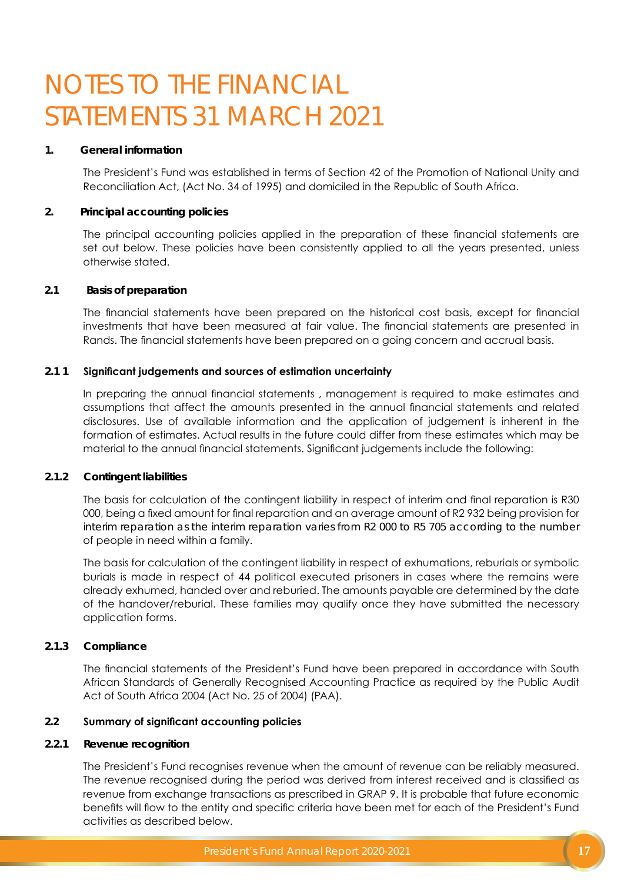# NOTES TO THE FINANCIAL STATEMENTS 31 MARCH 2021

**1. General information**

The President's Fund was established in terms of Section 42 of the Promotion of National Unity and Reconciliation Act, (Act No. 34 of 1995) and domiciled in the Republic of South Africa.

**2. Principal accounting policies**

The principal accounting policies applied in the preparation of these financial statements are set out below. These policies have been consistently applied to all the years presented, unless otherwise stated.

**2.1 Basis of preparation**

The financial statements have been prepared on the historical cost basis, except for financial investments that have been measured at fair value. The financial statements are presented in Rands. The financial statements have been prepared on a going concern and accrual basis.

**2.1 1 Significant judgements and sources of estimation uncertainty**

In preparing the annual financial statements , management is required to make estimates and assumptions that affect the amounts presented in the annual financial statements and related disclosures. Use of available information and the application of judgement is inherent in the formation of estimates. Actual results in the future could differ from these estimates which may be material to the annual financial statements. Significant judgements include the following:

**2.1.2 Contingent liabilities**

The basis for calculation of the contingent liability in respect of interim and final reparation is R30 000, being a fixed amount for final reparation and an average amount of R2 932 being provision for interim reparation as the interim reparation varies from R2 000 to R5 705 according to the number of people in need within a family.

The basis for calculation of the contingent liability in respect of exhumations, reburials or symbolic burials is made in respect of 44 political executed prisoners in cases where the remains were already exhumed, handed over and reburied. The amounts payable are determined by the date of the handover/reburial. These families may qualify once they have submitted the necessary application forms.

**2.1.3 Compliance**

The financial statements of the President's Fund have been prepared in accordance with South African Standards of Generally Recognised Accounting Practice as required by the Public Audit Act of South Africa 2004 (Act No. 25 of 2004) (PAA).

**2.2 Summary of significant accounting policies**

**2.2.1 Revenue recognition**

The President's Fund recognises revenue when the amount of revenue can be reliably measured. The revenue recognised during the period was derived from interest received and is classified as revenue from exchange transactions as prescribed in GRAP 9. It is probable that future economic benefits will flow to the entity and specific criteria have been met for each of the President's Fund activities as described below.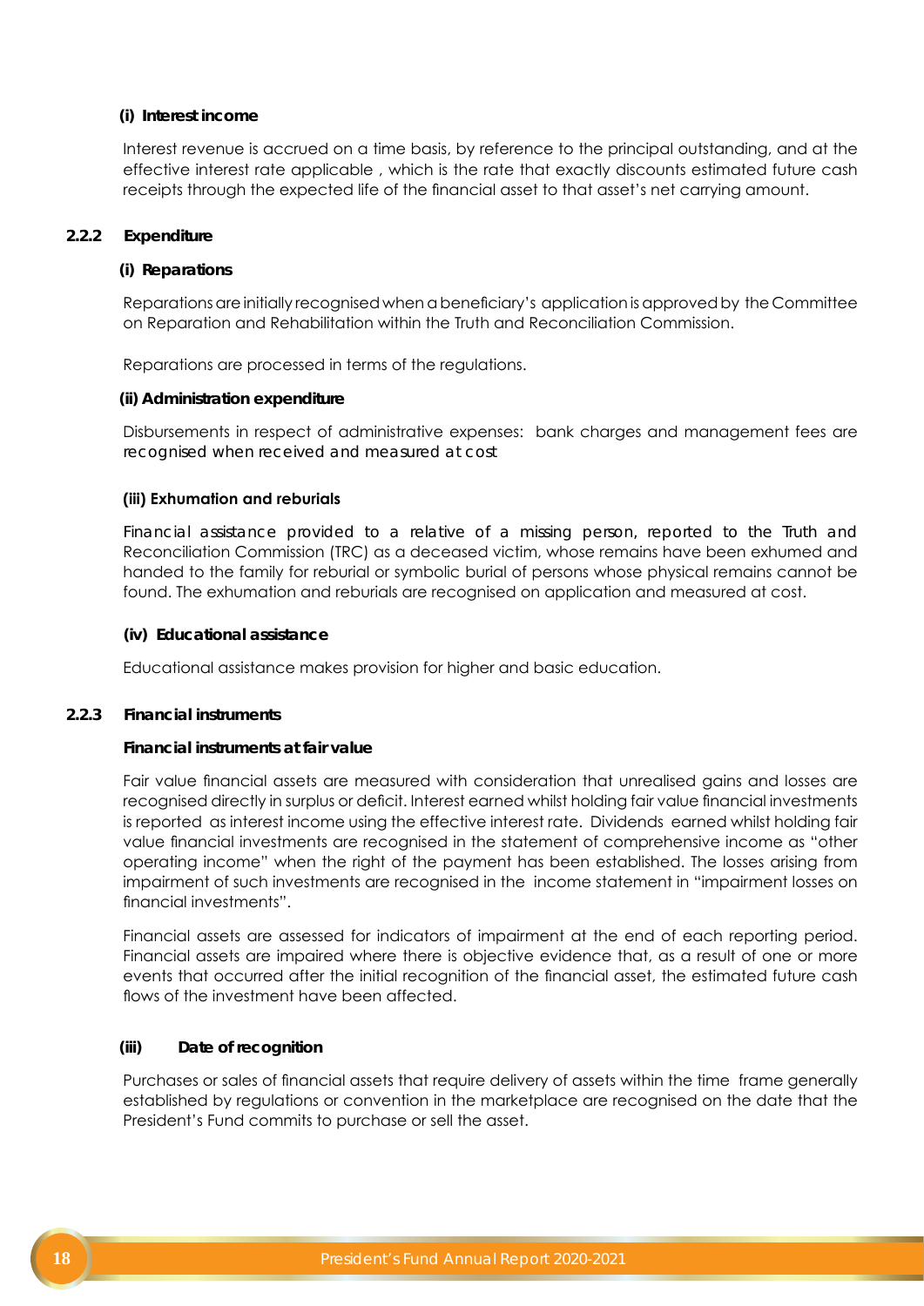**(i) Interest income**

Interest revenue is accrued on a time basis, by reference to the principal outstanding, and at the effective interest rate applicable , which is the rate that exactly discounts estimated future cash receipts through the expected life of the financial asset to that asset's net carrying amount.

### 2.2.2 Expenditure

**(i) Reparations**

Reparations are initially recognised when a beneficiary's application is approved by the Committee on Reparation and Rehabilitation within the Truth and Reconciliation Commission.

Reparations are processed in terms of the regulations.

**(ii) Administration expenditure**

Disbursements in respect of administrative expenses: bank charges and management fees are recognised when received and measured at cost

**(iii) Exhumation and reburials**

Financial assistance provided to a relative of a missing person, reported to the Truth and Reconciliation Commission (TRC) as a deceased victim, whose remains have been exhumed and handed to the family for reburial or symbolic burial of persons whose physical remains cannot be found. The exhumation and reburials are recognised on application and measured at cost.

**(iv) Educational assistance**

Educational assistance makes provision for higher and basic education.

### 2.2.3 Financial instruments

**Financial instruments at fair value**

Fair value financial assets are measured with consideration that unrealised gains and losses are recognised directly in surplus or deficit. Interest earned whilst holding fair value financial investments is reported as interest income using the effective interest rate. Dividends earned whilst holding fair value financial investments are recognised in the statement of comprehensive income as "other operating income" when the right of the payment has been established. The losses arising from impairment of such investments are recognised in the income statement in "impairment losses on financial investments".

Financial assets are assessed for indicators of impairment at the end of each reporting period. Financial assets are impaired where there is objective evidence that, as a result of one or more events that occurred after the initial recognition of the financial asset, the estimated future cash flows of the investment have been affected.

**(iii) Date of recognition**

Purchases or sales of financial assets that require delivery of assets within the time frame generally established by regulations or convention in the marketplace are recognised on the date that the President's Fund commits to purchase or sell the asset.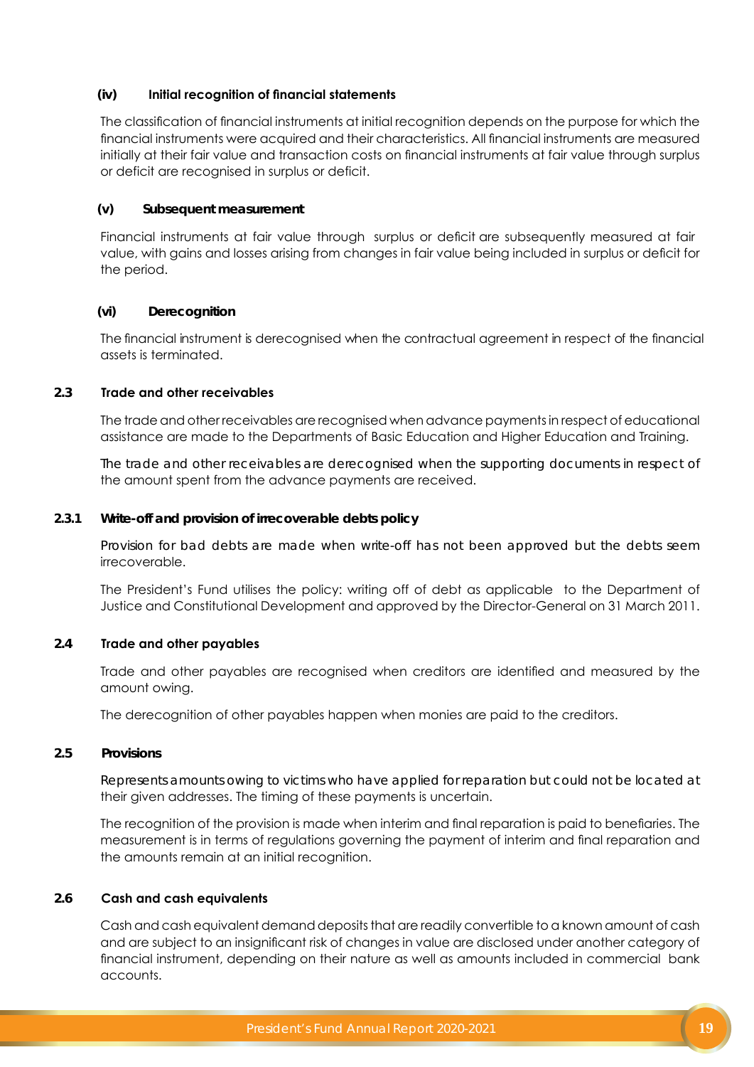#### (iv) Initial recognition of financial statements

The classification of financial instruments at initial recognition depends on the purpose for which the financial instruments were acquired and their characteristics. All financial instruments are measured initially at their fair value and transaction costs on financial instruments at fair value through surplus or deficit are recognised in surplus or deficit.

#### (v) Subsequent measurement

Financial instruments at fair value through surplus or deficit are subsequently measured at fair value, with gains and losses arising from changes in fair value being included in surplus or deficit for the period.

#### (vi) Derecognition

The financial instrument is derecognised when the contractual agreement in respect of the financial assets is terminated.

### 2.3 Trade and other receivables

The trade and other receivables are recognised when advance payments in respect of educational assistance are made to the Departments of Basic Education and Higher Education and Training.

The trade and other receivables are derecognised when the supporting documents in respect of the amount spent from the advance payments are received.

#### 2.3.1 Write-off and provision of irrecoverable debts policy

Provision for bad debts are made when write-off has not been approved but the debts seem irrecoverable.

The President's Fund utilises the policy: writing off of debt as applicable to the Department of Justice and Constitutional Development and approved by the Director-General on 31 March 2011.

### 2.4 Trade and other payables

Trade and other payables are recognised when creditors are identified and measured by the amount owing.

The derecognition of other payables happen when monies are paid to the creditors.

### 2.5 Provisions

Represents amounts owing to victims who have applied for reparation but could not be located at their given addresses. The timing of these payments is uncertain.

The recognition of the provision is made when interim and final reparation is paid to benefiaries. The measurement is in terms of regulations governing the payment of interim and final reparation and the amounts remain at an initial recognition.

### 2.6 Cash and cash equivalents

Cash and cash equivalent demand deposits that are readily convertible to a known amount of cash and are subject to an insignificant risk of changes in value are disclosed under another category of financial instrument, depending on their nature as well as amounts included in commercial bank accounts.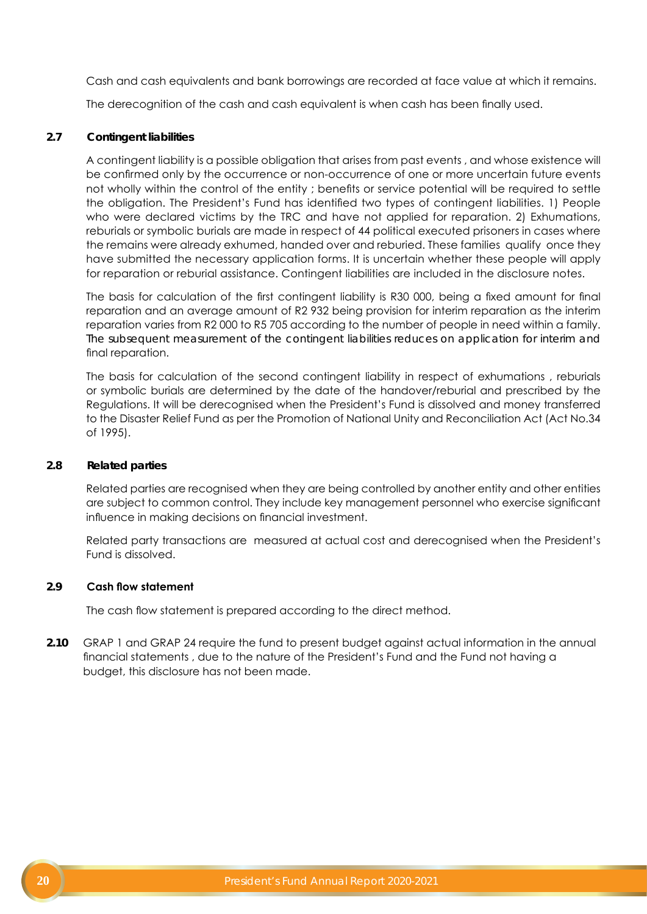Cash and cash equivalents and bank borrowings are recorded at face value at which it remains.

The derecognition of the cash and cash equivalent is when cash has been finally used.

**2.7 Contingent liabilities**

A contingent liability is a possible obligation that arises from past events , and whose existence will be confirmed only by the occurrence or non-occurrence of one or more uncertain future events not wholly within the control of the entity ; benefits or service potential will be required to settle the obligation. The President's Fund has identified two types of contingent liabilities. 1) People who were declared victims by the TRC and have not applied for reparation. 2) Exhumations, reburials or symbolic burials are made in respect of 44 political executed prisoners in cases where the remains were already exhumed, handed over and reburied. These families qualify once they have submitted the necessary application forms. It is uncertain whether these people will apply for reparation or reburial assistance. Contingent liabilities are included in the disclosure notes.

The basis for calculation of the first contingent liability is R30 000, being a fixed amount for final reparation and an average amount of R2 932 being provision for interim reparation as the interim reparation varies from R2 000 to R5 705 according to the number of people in need within a family. The subsequent measurement of the contingent liabilities reduces on application for interim and final reparation.

The basis for calculation of the second contingent liability in respect of exhumations , reburials or symbolic burials are determined by the date of the handover/reburial and prescribed by the Regulations. It will be derecognised when the President's Fund is dissolved and money transferred to the Disaster Relief Fund as per the Promotion of National Unity and Reconciliation Act (Act No.34 of 1995).

**2.8 Related parties**

Related parties are recognised when they are being controlled by another entity and other entities are subject to common control. They include key management personnel who exercise significant influence in making decisions on financial investment.

Related party transactions are measured at actual cost and derecognised when the President's Fund is dissolved.

**2.9 Cash flow statement**

The cash flow statement is prepared according to the direct method.

**2.10** GRAP 1 and GRAP 24 require the fund to present budget against actual information in the annual financial statements , due to the nature of the President's Fund and the Fund not having a budget, this disclosure has not been made.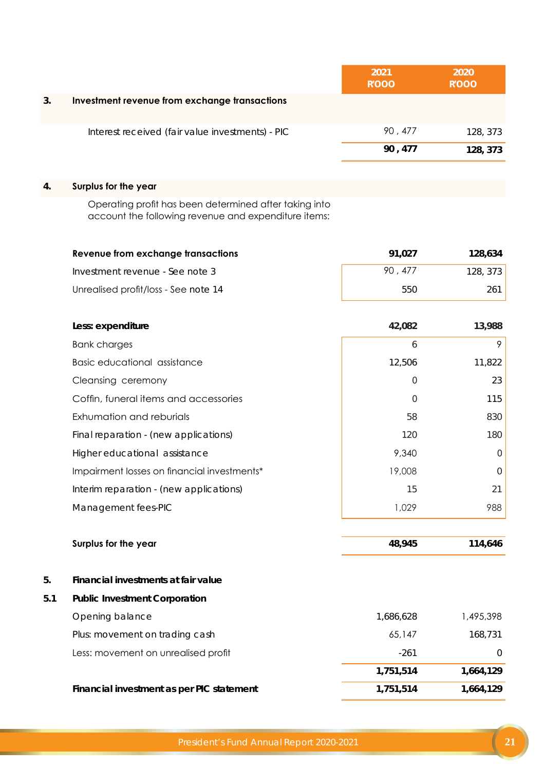| | | 2021 R'000 | 2020 R'000 |
|---|---|---|---|
| **3.** | **Investment revenue from exchange transactions** | | |
| | Interest received (fair value investments) - PIC | 90 , 477 | 128, 373 |
| | | **90 , 477** | **128, 373** |

| | | 2021 R'000 | 2020 R'000 |
|---|---|---|---|
| **4.** | **Surplus for the year** | | |
| | Operating profit has been determined after taking into account the following revenue and expenditure items: | | |
| | **Revenue from exchange transactions** | **91,027** | **128,634** |
| | Investment revenue - See note 3 | 90 , 477 | 128, 373 |
| | Unrealised profit/loss - See note 14 | 550 | 261 |
| | **Less: expenditure** | **42,082** | **13,988** |
| | Bank charges | 6 | 9 |
| | Basic educational assistance | 12,506 | 11,822 |
| | Cleansing ceremony | 0 | 23 |
| | Coffin, funeral items and accessories | 0 | 115 |
| | Exhumation and reburials | 58 | 830 |
| | Final reparation - (new applications) | 120 | 180 |
| | Higher educational assistance | 9,340 | 0 |
| | Impairment losses on financial investments* | 19,008 | 0 |
| | Interim reparation - (new applications) | 15 | 21 |
| | Management fees-PIC | 1,029 | 988 |
| | **Surplus for the year** | **48,945** | **114,646** |

| | | 2021 R'000 | 2020 R'000 |
|---|---|---|---|
| **5.** | **Financial investments at fair value** | | |
| **5.1** | **Public Investment Corporation** | | |
| | Opening balance | 1,686,628 | 1,495,398 |
| | Plus: movement on trading cash | 65,147 | 168,731 |
| | Less: movement on unrealised profit | -261 | 0 |
| | | **1,751,514** | **1,664,129** |
| | **Financial investment as per PIC statement** | **1,751,514** | **1,664,129** |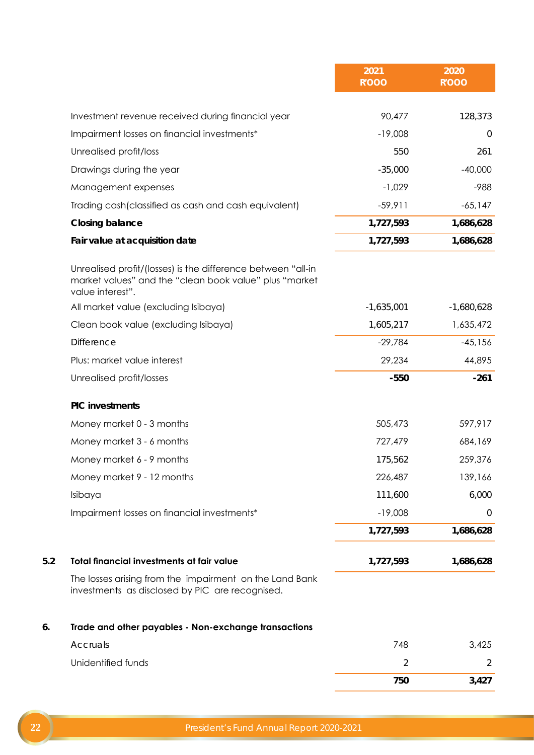| | 2021 R'000 | 2020 R'000 |
|---|---|---|
| Investment revenue received during financial year | 90,477 | 128,373 |
| Impairment losses on financial investments* | -19,008 | 0 |
| Unrealised profit/loss | 550 | 261 |
| Drawings during the year | -35,000 | -40,000 |
| Management expenses | -1,029 | -988 |
| Trading cash(classified as cash and cash equivalent) | -59,911 | -65,147 |
| **Closing balance** | **1,727,593** | **1,686,628** |
| **Fair value at acquisition date** | **1,727,593** | **1,686,628** |
| Unrealised profit/(losses) is the difference between "all-in market values" and the "clean book value" plus "market value interest". | | |
| All market value (excluding Isibaya) | -1,635,001 | -1,680,628 |
| Clean book value (excluding Isibaya) | 1,605,217 | 1,635,472 |
| Difference | -29,784 | -45,156 |
| Plus: market value interest | 29,234 | 44,895 |
| Unrealised profit/losses | **-550** | **-261** |
| **PIC investments** | | |
| Money market 0 - 3 months | 505,473 | 597,917 |
| Money market 3 - 6 months | 727,479 | 684,169 |
| Money market 6 - 9 months | 175,562 | 259,376 |
| Money market 9 - 12 months | 226,487 | 139,166 |
| Isibaya | 111,600 | 6,000 |
| Impairment losses on financial investments* | -19,008 | 0 |
| | **1,727,593** | **1,686,628** |

**5.2 Total financial investments at fair value** — **1,727,593** (2021) — **1,686,628** (2020)

The losses arising from the impairment on the Land Bank investments as disclosed by PIC are recognised.

## 6. Trade and other payables - Non-exchange transactions

| | 2021 R'000 | 2020 R'000 |
|---|---|---|
| Accruals | 748 | 3,425 |
| Unidentified funds | 2 | 2 |
| | **750** | **3,427** |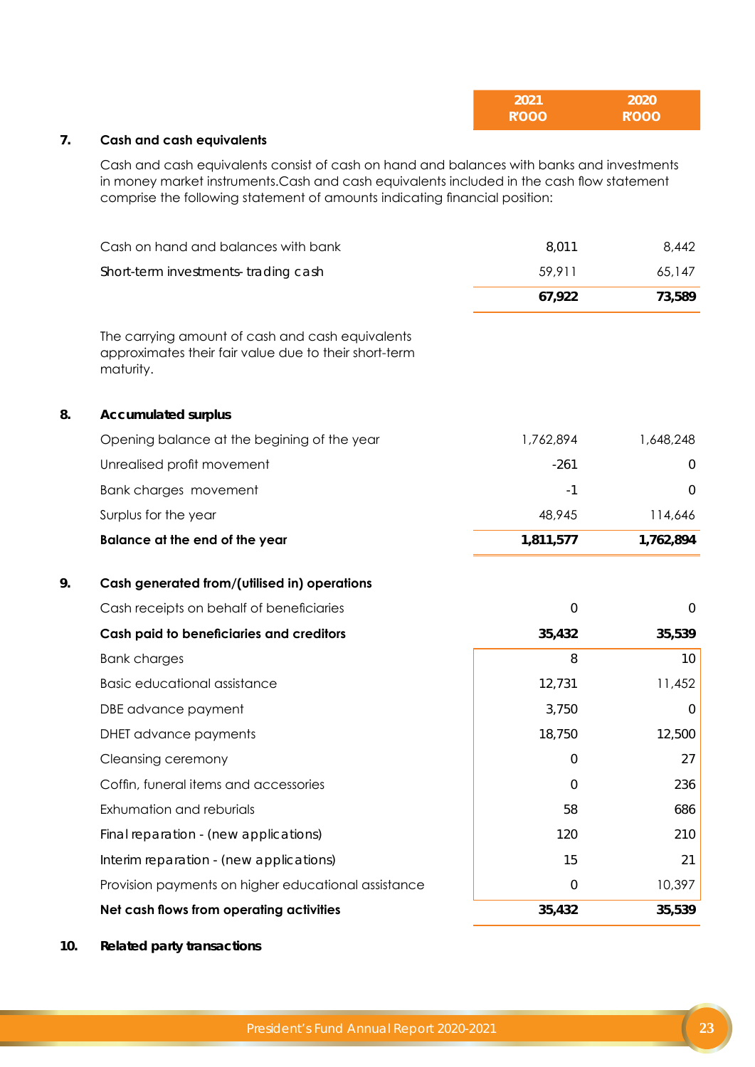| | 2021<br>R'000 | 2020<br>R'000 |
|---|---|---|

## 7. Cash and cash equivalents

Cash and cash equivalents consist of cash on hand and balances with banks and investments in money market instruments.Cash and cash equivalents included in the cash flow statement comprise the following statement of amounts indicating financial position:

| | 2021<br>R'000 | 2020<br>R'000 |
|---|---|---|
| Cash on hand and balances with bank | 8,011 | 8,442 |
| Short-term investments- trading cash | 59,911 | 65,147 |
| | **67,922** | **73,589** |

The carrying amount of cash and cash equivalents approximates their fair value due to their short-term maturity.

## 8. Accumulated surplus

| | 2021<br>R'000 | 2020<br>R'000 |
|---|---|---|
| Opening balance at the begining of the year | 1,762,894 | 1,648,248 |
| Unrealised profit movement | -261 | 0 |
| Bank charges movement | -1 | 0 |
| Surplus for the year | 48,945 | 114,646 |
| **Balance at the end of the year** | **1,811,577** | **1,762,894** |

## 9. Cash generated from/(utilised in) operations

| | 2021<br>R'000 | 2020<br>R'000 |
|---|---|---|
| Cash receipts on behalf of beneficiaries | 0 | 0 |
| **Cash paid to beneficiaries and creditors** | **35,432** | **35,539** |
| Bank charges | 8 | 10 |
| Basic educational assistance | 12,731 | 11,452 |
| DBE advance payment | 3,750 | 0 |
| DHET advance payments | 18,750 | 12,500 |
| Cleansing ceremony | 0 | 27 |
| Coffin, funeral items and accessories | 0 | 236 |
| Exhumation and reburials | 58 | 686 |
| Final reparation - (new applications) | 120 | 210 |
| Interim reparation - (new applications) | 15 | 21 |
| Provision payments on higher educational assistance | 0 | 10,397 |
| **Net cash flows from operating activities** | **35,432** | **35,539** |

## 10. Related party transactions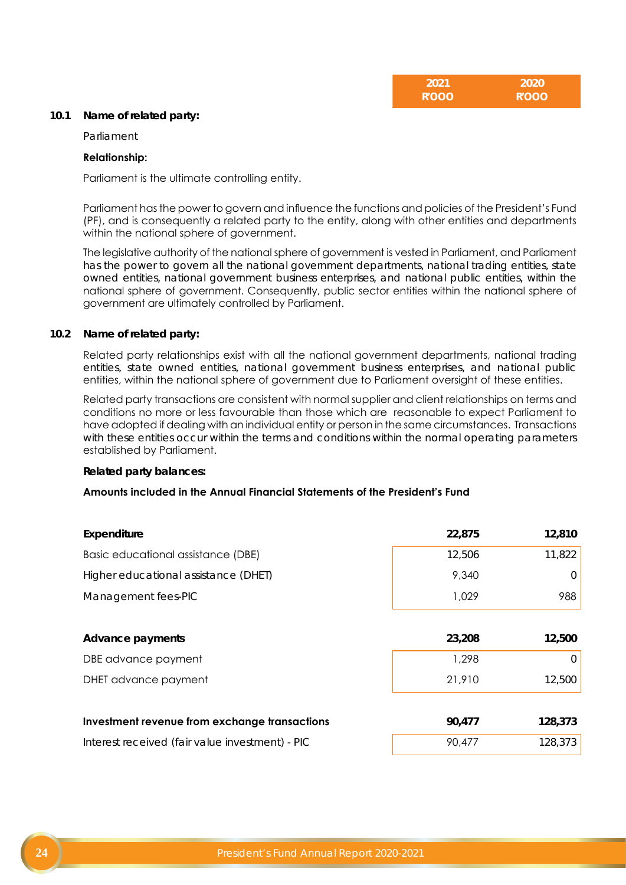| | 2021 R'000 | 2020 R'000 |
|---|---|---|

**10.1 Name of related party:**

Parliament

**Relationship:**

Parliament is the ultimate controlling entity.

Parliament has the power to govern and influence the functions and policies of the President's Fund (PF), and is consequently a related party to the entity, along with other entities and departments within the national sphere of government.

The legislative authority of the national sphere of government is vested in Parliament, and Parliament has the power to govern all the national government departments, national trading entities, state owned entities, national government business enterprises, and national public entities, within the national sphere of government. Consequently, public sector entities within the national sphere of government are ultimately controlled by Parliament.

**10.2 Name of related party:**

Related party relationships exist with all the national government departments, national trading entities, state owned entities, national government business enterprises, and national public entities, within the national sphere of government due to Parliament oversight of these entities.

Related party transactions are consistent with normal supplier and client relationships on terms and conditions no more or less favourable than those which are reasonable to expect Parliament to have adopted if dealing with an individual entity or person in the same circumstances. Transactions with these entities occur within the terms and conditions within the normal operating parameters established by Parliament.

**Related party balances:**

**Amounts included in the Annual Financial Statements of the President's Fund**

| | 2021 R'000 | 2020 R'000 |
|---|---|---|
| **Expenditure** | **22,875** | **12,810** |
| Basic educational assistance (DBE) | 12,506 | 11,822 |
| Higher educational assistance (DHET) | 9,340 | 0 |
| Management fees-PIC | 1,029 | 988 |
| | | |
| **Advance payments** | **23,208** | **12,500** |
| DBE advance payment | 1,298 | 0 |
| DHET advance payment | 21,910 | 12,500 |
| | | |
| **Investment revenue from exchange transactions** | **90,477** | **128,373** |
| Interest received (fair value investment) - PIC | 90,477 | 128,373 |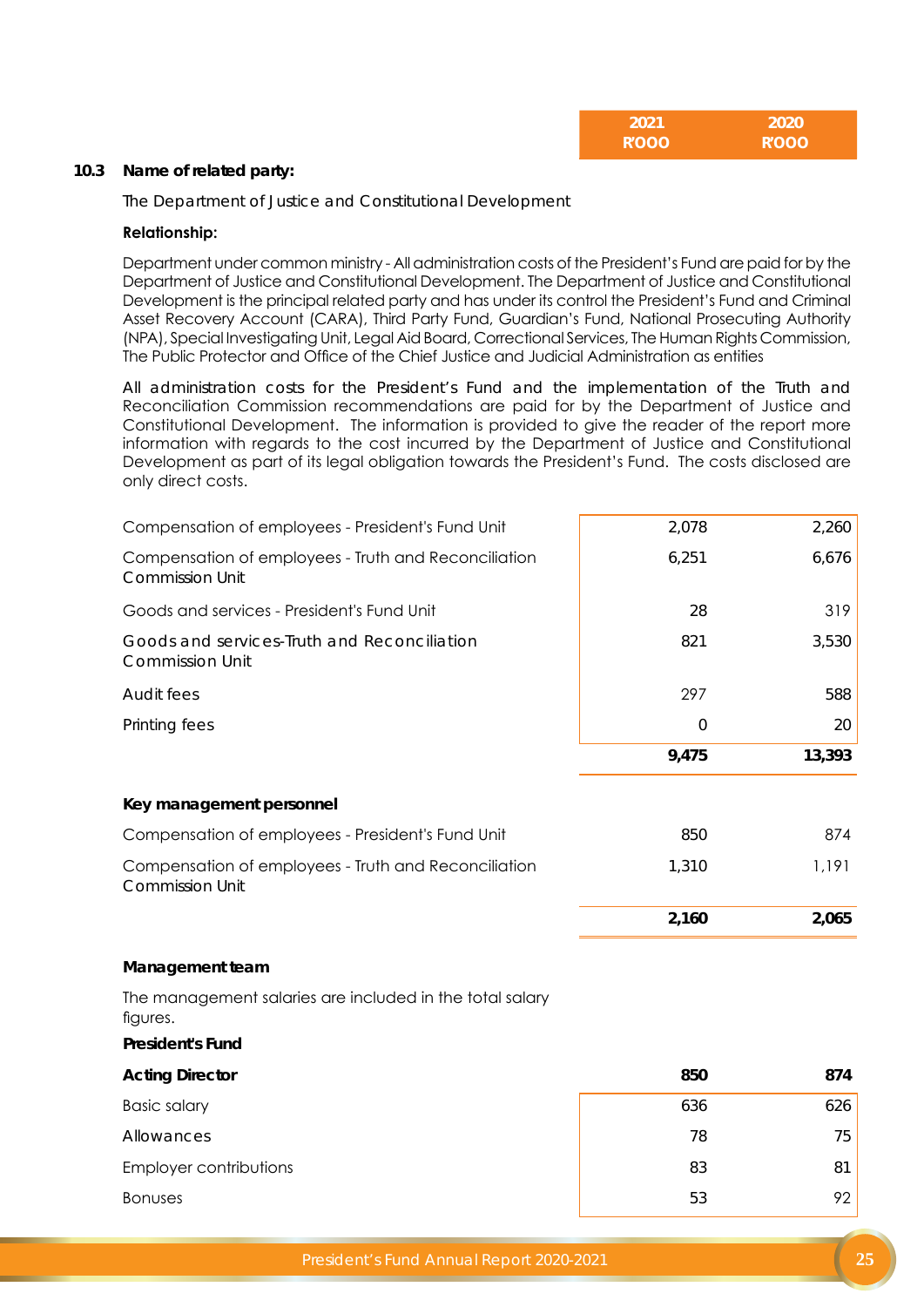| | 2021 R'000 | 2020 R'000 |
|---|---|---|

### 10.3 Name of related party:

The Department of Justice and Constitutional Development

**Relationship:**

Department under common ministry - All administration costs of the President's Fund are paid for by the Department of Justice and Constitutional Development. The Department of Justice and Constitutional Development is the principal related party and has under its control the President's Fund and Criminal Asset Recovery Account (CARA), Third Party Fund, Guardian's Fund, National Prosecuting Authority (NPA), Special Investigating Unit, Legal Aid Board, Correctional Services, The Human Rights Commission, The Public Protector and Office of the Chief Justice and Judicial Administration as entities

All administration costs for the President's Fund and the implementation of the Truth and Reconciliation Commission recommendations are paid for by the Department of Justice and Constitutional Development. The information is provided to give the reader of the report more information with regards to the cost incurred by the Department of Justice and Constitutional Development as part of its legal obligation towards the President's Fund. The costs disclosed are only direct costs.

| | 2021 R'000 | 2020 R'000 |
|---|---|---|
| Compensation of employees - President's Fund Unit | 2,078 | 2,260 |
| Compensation of employees - Truth and Reconciliation Commission Unit | 6,251 | 6,676 |
| Goods and services - President's Fund Unit | 28 | 319 |
| Goods and services-Truth and Reconciliation Commission Unit | 821 | 3,530 |
| Audit fees | 297 | 588 |
| Printing fees | 0 | 20 |
| | **9,475** | **13,393** |

**Key management personnel**

| | 2021 R'000 | 2020 R'000 |
|---|---|---|
| Compensation of employees - President's Fund Unit | 850 | 874 |
| Compensation of employees - Truth and Reconciliation Commission Unit | 1,310 | 1,191 |
| | **2,160** | **2,065** |

**Management team**

The management salaries are included in the total salary figures.

**President's Fund**

| | 2021 R'000 | 2020 R'000 |
|---|---|---|
| **Acting Director** | **850** | **874** |
| Basic salary | 636 | 626 |
| Allowances | 78 | 75 |
| Employer contributions | 83 | 81 |
| Bonuses | 53 | 92 |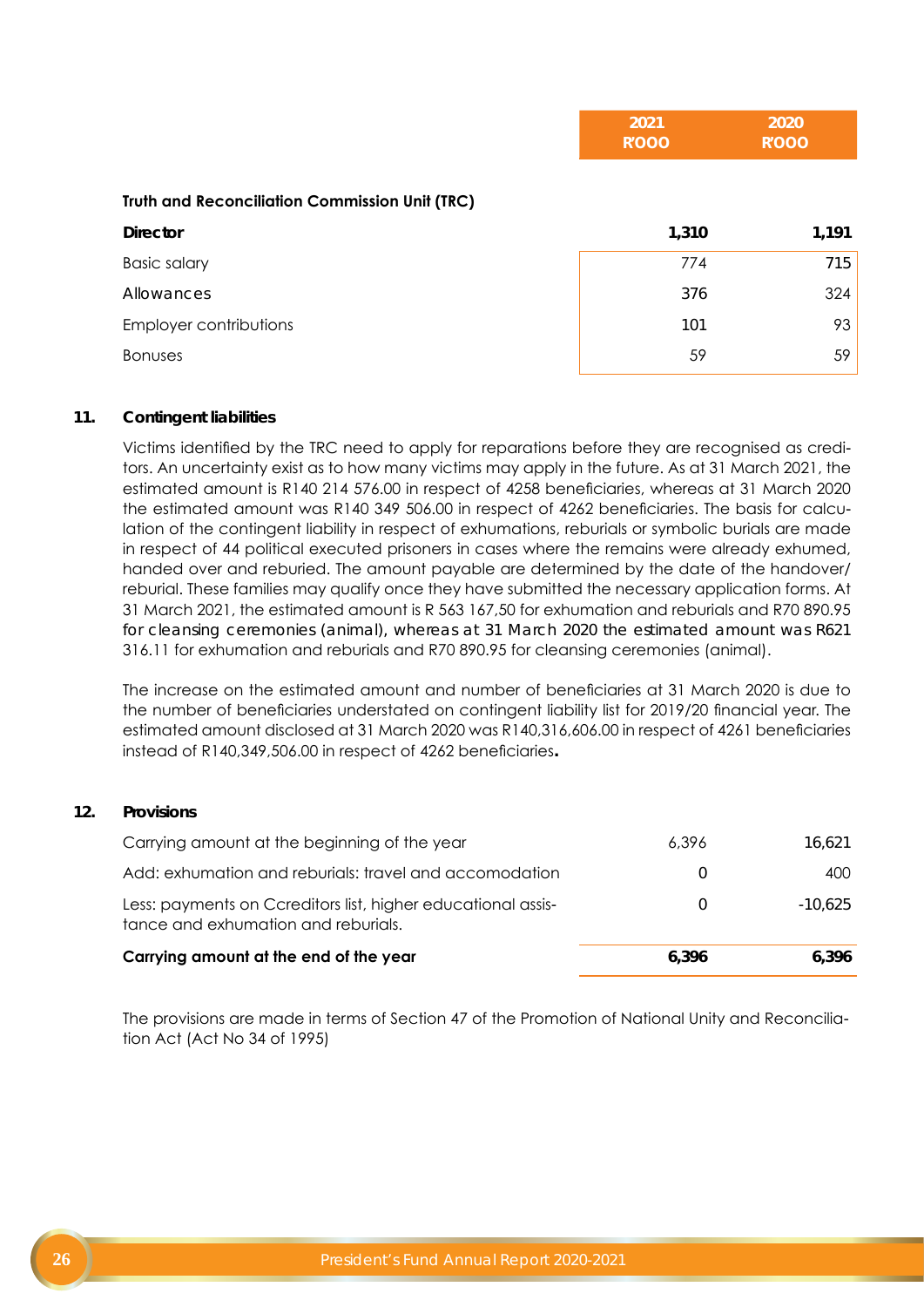| | 2021<br>R'000 | 2020<br>R'000 |
|---|---|---|
| **Truth and Reconciliation Commission Unit (TRC)** | | |
| **Director** | **1,310** | **1,191** |
| Basic salary | 774 | 715 |
| Allowances | 376 | 324 |
| Employer contributions | 101 | 93 |
| Bonuses | 59 | 59 |

## 11. Contingent liabilities

Victims identified by the TRC need to apply for reparations before they are recognised as creditors. An uncertainty exist as to how many victims may apply in the future. As at 31 March 2021, the estimated amount is R140 214 576.00 in respect of 4258 beneficiaries, whereas at 31 March 2020 the estimated amount was R140 349 506.00 in respect of 4262 beneficiaries. The basis for calculation of the contingent liability in respect of exhumations, reburials or symbolic burials are made in respect of 44 political executed prisoners in cases where the remains were already exhumed, handed over and reburied. The amount payable are determined by the date of the handover/ reburial. These families may qualify once they have submitted the necessary application forms. At 31 March 2021, the estimated amount is R 563 167,50 for exhumation and reburials and R70 890.95 for cleansing ceremonies (animal), whereas at 31 March 2020 the estimated amount was R621 316.11 for exhumation and reburials and R70 890.95 for cleansing ceremonies (animal).

The increase on the estimated amount and number of beneficiaries at 31 March 2020 is due to the number of beneficiaries understated on contingent liability list for 2019/20 financial year. The estimated amount disclosed at 31 March 2020 was R140,316,606.00 in respect of 4261 beneficiaries instead of R140,349,506.00 in respect of 4262 beneficiaries**.**

## 12. Provisions

| | 2021<br>R'000 | 2020<br>R'000 |
|---|---|---|
| Carrying amount at the beginning of the year | 6,396 | 16,621 |
| Add: exhumation and reburials: travel and accomodation | 0 | 400 |
| Less: payments on Ccreditors list, higher educational assistance and exhumation and reburials. | 0 | -10,625 |
| **Carrying amount at the end of the year** | **6,396** | **6,396** |

The provisions are made in terms of Section 47 of the Promotion of National Unity and Reconciliation Act (Act No 34 of 1995)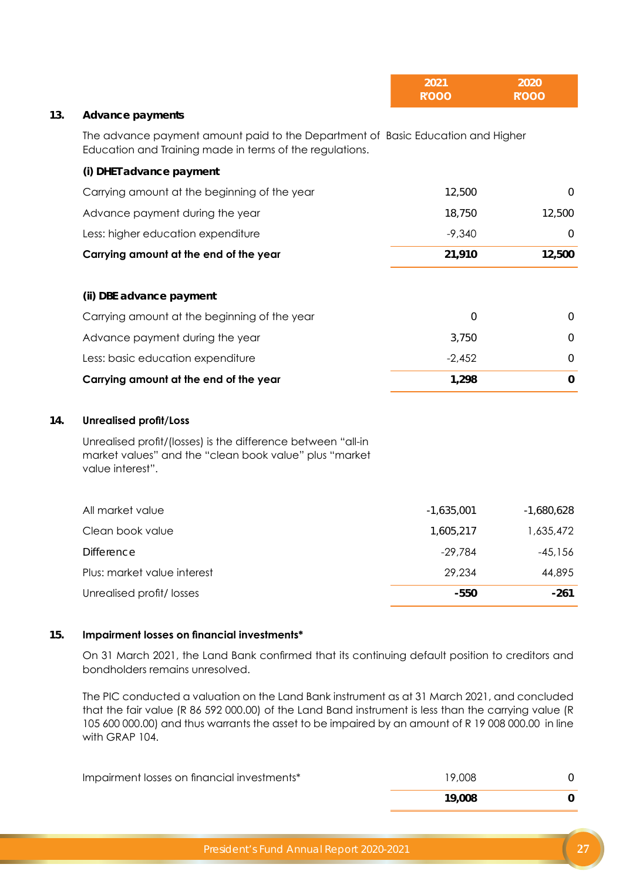| | 2021 R'OOO | 2020 R'OOO |
|---|---|---|

## 13. Advance payments

The advance payment amount paid to the Department of Basic Education and Higher Education and Training made in terms of the regulations.

**(i) DHET advance payment**

| | 2021 R'OOO | 2020 R'OOO |
|---|---|---|
| Carrying amount at the beginning of the year | 12,500 | 0 |
| Advance payment during the year | 18,750 | 12,500 |
| Less: higher education expenditure | -9,340 | 0 |
| **Carrying amount at the end of the year** | **21,910** | **12,500** |

**(ii) DBE advance payment**

| | 2021 R'OOO | 2020 R'OOO |
|---|---|---|
| Carrying amount at the beginning of the year | 0 | 0 |
| Advance payment during the year | 3,750 | 0 |
| Less: basic education expenditure | -2,452 | 0 |
| **Carrying amount at the end of the year** | **1,298** | **0** |

## 14. Unrealised profit/Loss

Unrealised profit/(losses) is the difference between "all-in market values" and the "clean book value" plus "market value interest".

| | 2021 R'OOO | 2020 R'OOO |
|---|---|---|
| All market value | -1,635,001 | -1,680,628 |
| Clean book value | 1,605,217 | 1,635,472 |
| Difference | -29,784 | -45,156 |
| Plus: market value interest | 29,234 | 44,895 |
| Unrealised profit/ losses | **-550** | **-261** |

## 15. Impairment losses on financial investments*

On 31 March 2021, the Land Bank confirmed that its continuing default position to creditors and bondholders remains unresolved.

The PIC conducted a valuation on the Land Bank instrument as at 31 March 2021, and concluded that the fair value (R 86 592 000.00) of the Land Band instrument is less than the carrying value (R 105 600 000.00) and thus warrants the asset to be impaired by an amount of R 19 008 000.00 in line with GRAP 104.

| | 2021 R'OOO | 2020 R'OOO |
|---|---|---|
| Impairment losses on financial investments* | 19,008 | 0 |
| | **19,008** | **0** |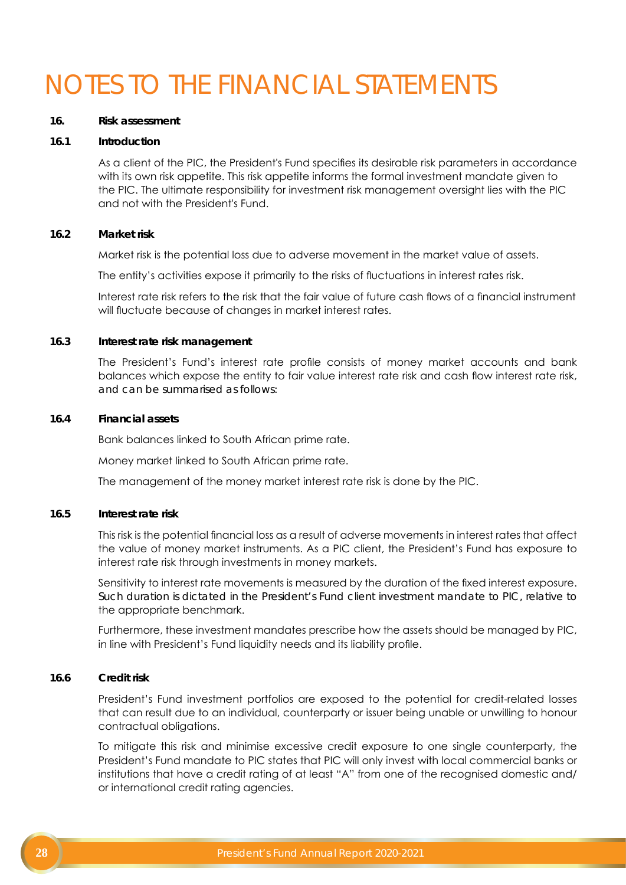# NOTES TO THE FINANCIAL STATEMENTS

**16. Risk assessment**

**16.1 Introduction**

As a client of the PIC, the President's Fund specifies its desirable risk parameters in accordance with its own risk appetite. This risk appetite informs the formal investment mandate given to the PIC. The ultimate responsibility for investment risk management oversight lies with the PIC and not with the President's Fund.

**16.2 Market risk**

Market risk is the potential loss due to adverse movement in the market value of assets.

The entity's activities expose it primarily to the risks of fluctuations in interest rates risk.

Interest rate risk refers to the risk that the fair value of future cash flows of a financial instrument will fluctuate because of changes in market interest rates.

**16.3 Interest rate risk management**

The President's Fund's interest rate profile consists of money market accounts and bank balances which expose the entity to fair value interest rate risk and cash flow interest rate risk, and can be summarised as follows:

**16.4 Financial assets**

Bank balances linked to South African prime rate.

Money market linked to South African prime rate.

The management of the money market interest rate risk is done by the PIC.

**16.5 Interest rate risk**

This risk is the potential financial loss as a result of adverse movements in interest rates that affect the value of money market instruments. As a PIC client, the President's Fund has exposure to interest rate risk through investments in money markets.

Sensitivity to interest rate movements is measured by the duration of the fixed interest exposure. Such duration is dictated in the President's Fund client investment mandate to PIC, relative to the appropriate benchmark.

Furthermore, these investment mandates prescribe how the assets should be managed by PIC, in line with President's Fund liquidity needs and its liability profile.

**16.6 Credit risk**

President's Fund investment portfolios are exposed to the potential for credit-related losses that can result due to an individual, counterparty or issuer being unable or unwilling to honour contractual obligations.

To mitigate this risk and minimise excessive credit exposure to one single counterparty, the President's Fund mandate to PIC states that PIC will only invest with local commercial banks or institutions that have a credit rating of at least "A" from one of the recognised domestic and/or international credit rating agencies.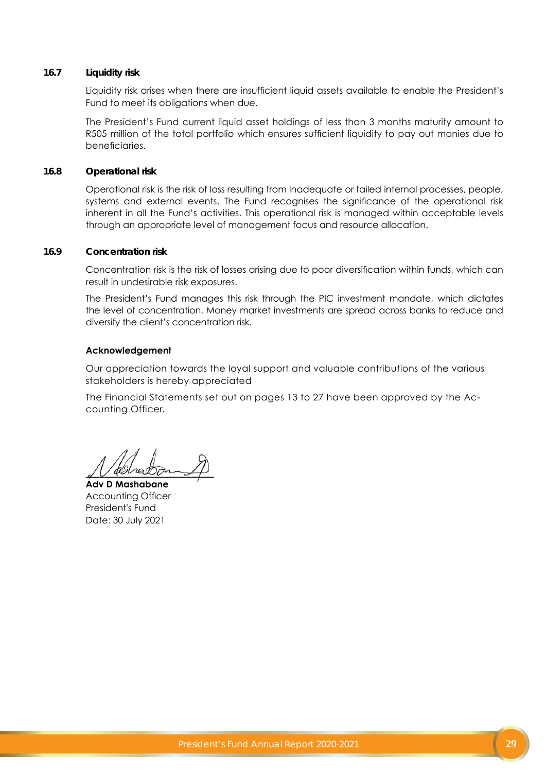### 16.7 Liquidity risk

Liquidity risk arises when there are insufficient liquid assets available to enable the President's Fund to meet its obligations when due.

The President's Fund current liquid asset holdings of less than 3 months maturity amount to R505 million of the total portfolio which ensures sufficient liquidity to pay out monies due to beneficiaries.

### 16.8 Operational risk

Operational risk is the risk of loss resulting from inadequate or failed internal processes, people, systems and external events. The Fund recognises the significance of the operational risk inherent in all the Fund's activities. This operational risk is managed within acceptable levels through an appropriate level of management focus and resource allocation.

### 16.9 Concentration risk

Concentration risk is the risk of losses arising due to poor diversification within funds, which can result in undesirable risk exposures.

The President's Fund manages this risk through the PIC investment mandate, which dictates the level of concentration. Money market investments are spread across banks to reduce and diversify the client's concentration risk.

**Acknowledgement**

Our appreciation towards the loyal support and valuable contributions of the various stakeholders is hereby appreciated

The Financial Statements set out on pages 13 to 27 have been approved by the Accounting Officer.

**Adv D Mashabane**
Accounting Officer
President's Fund
Date: 30 July 2021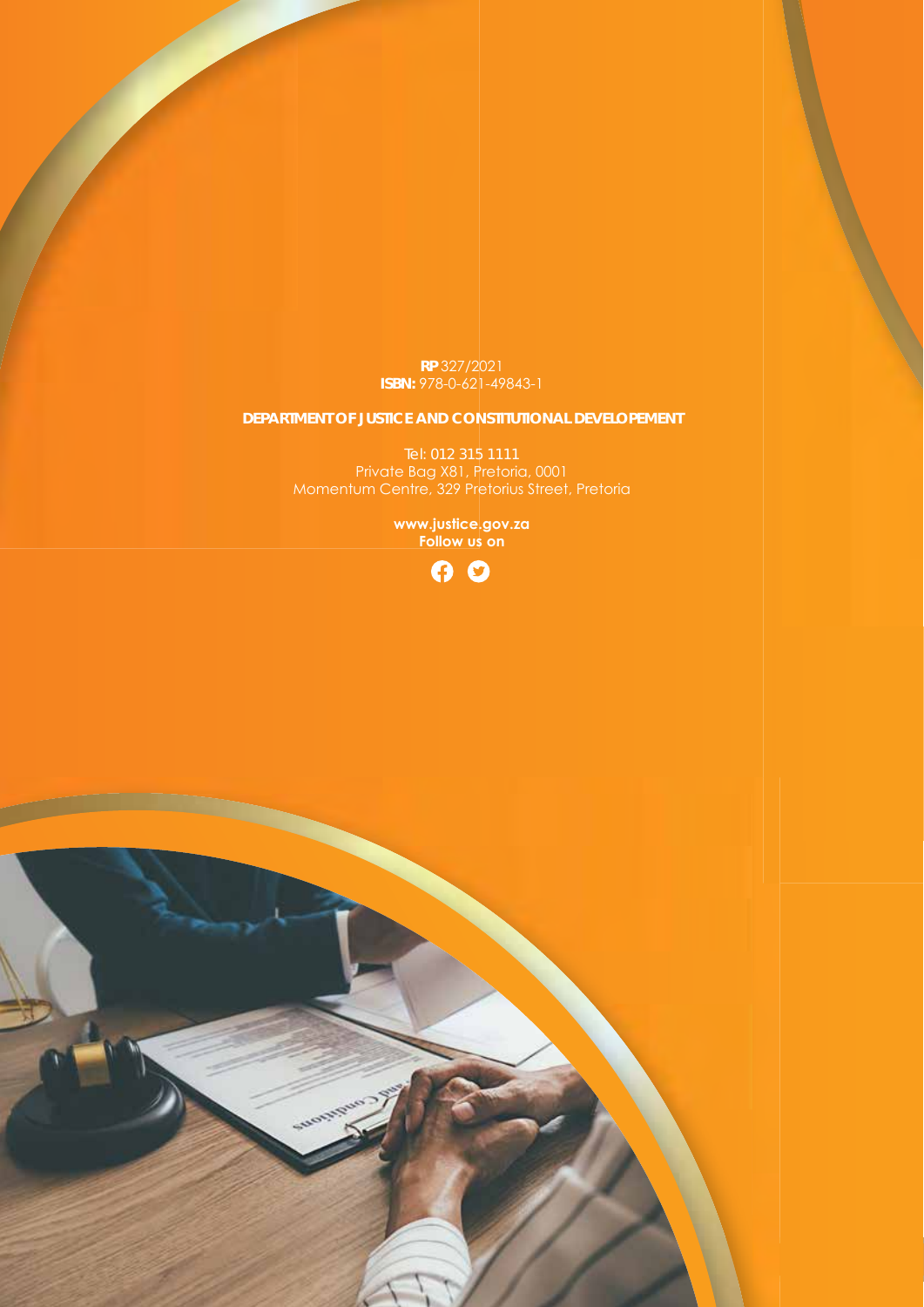**RP** 327/2021
**ISBN:** 978-0-621-49843-1

**DEPARTMENT OF JUSTICE AND CONSTITUTIONAL DEVELOPEMENT**

Tel: 012 315 1111
Private Bag X81, Pretoria, 0001
Momentum Centre, 329 Pretorius Street, Pretoria

**www.justice.gov.za**
**Follow us on**